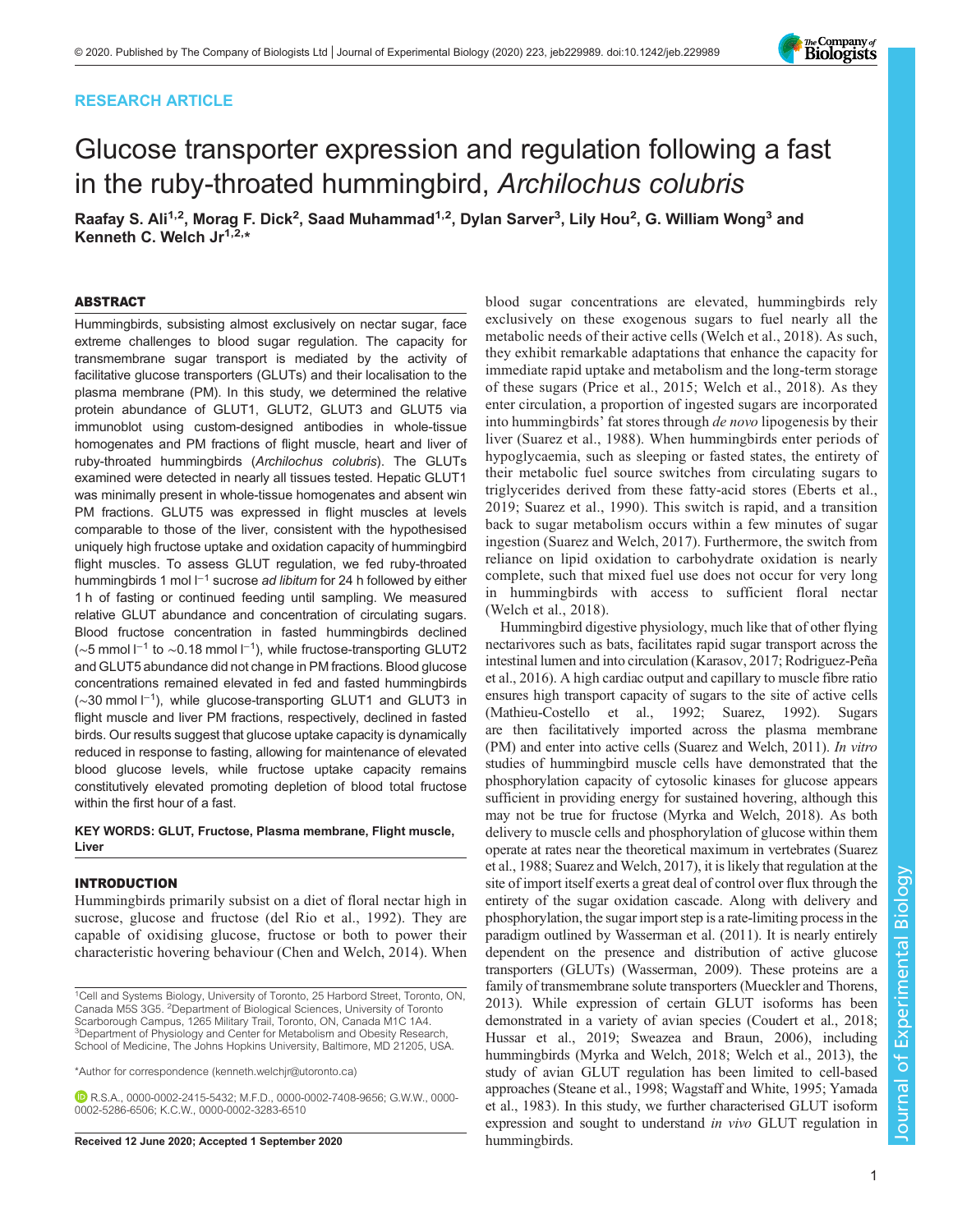RESEARCH ARTICLE

# Glucose transporter expression and regulation following a fast in the ruby-throated hummingbird, *Archilochus colubris*

Raafay S. Ali[1,2], Morag F. Dick[2], Saad Muhammad[1,2], Dylan Sarver[3], Lily Hou[2], G. William Wong[3] and Kenneth C. Welch Jr[1,2,*]

## ABSTRACT

Hummingbirds, subsisting almost exclusively on nectar sugar, face extreme challenges to blood sugar regulation. The capacity for transmembrane sugar transport is mediated by the activity of facilitative glucose transporters (GLUTs) and their localisation to the plasma membrane (PM). In this study, we determined the relative protein abundance of GLUT1, GLUT2, GLUT3 and GLUT5 via immunoblot using custom-designed antibodies in whole-tissue homogenates and PM fractions of flight muscle, heart and liver of ruby-throated hummingbirds (*Archilochus colubris*). The GLUTs examined were detected in nearly all tissues tested. Hepatic GLUT1 was minimally present in whole-tissue homogenates and absent win PM fractions. GLUT5 was expressed in flight muscles at levels comparable to those of the liver, consistent with the hypothesised uniquely high fructose uptake and oxidation capacity of hummingbird flight muscles. To assess GLUT regulation, we fed ruby-throated hummingbirds 1 mol $l^{-1}$ sucrose *ad libitum* for 24 h followed by either 1 h of fasting or continued feeding until sampling. We measured relative GLUT abundance and concentration of circulating sugars. Blood fructose concentration in fasted hummingbirds declined (~5 mmol $l^{-1}$ to ~0.18 mmol $l^{-1}$), while fructose-transporting GLUT2 and GLUT5 abundance did not change in PM fractions. Blood glucose concentrations remained elevated in fed and fasted hummingbirds (~30 mmol $l^{-1}$), while glucose-transporting GLUT1 and GLUT3 in flight muscle and liver PM fractions, respectively, declined in fasted birds. Our results suggest that glucose uptake capacity is dynamically reduced in response to fasting, allowing for maintenance of elevated blood glucose levels, while fructose uptake capacity remains constitutively elevated promoting depletion of blood total fructose within the first hour of a fast.

**KEY WORDS:** GLUT, Fructose, Plasma membrane, Flight muscle, Liver

## INTRODUCTION

Hummingbirds primarily subsist on a diet of floral nectar high in sucrose, glucose and fructose (del Rio et al., 1992). They are capable of oxidising glucose, fructose or both to power their characteristic hovering behaviour (Chen and Welch, 2014). When blood sugar concentrations are elevated, hummingbirds rely exclusively on these exogenous sugars to fuel nearly all the metabolic needs of their active cells (Welch et al., 2018). As such, they exhibit remarkable adaptations that enhance the capacity for immediate rapid uptake and metabolism and the long-term storage of these sugars (Price et al., 2015; Welch et al., 2018). As they enter circulation, a proportion of ingested sugars are incorporated into hummingbirds' fat stores through *de novo* lipogenesis by their liver (Suarez et al., 1988). When hummingbirds enter periods of hypoglycaemia, such as sleeping or fasted states, the entirety of their metabolic fuel source switches from circulating sugars to triglycerides derived from these fatty-acid stores (Eberts et al., 2019; Suarez et al., 1990). This switch is rapid, and a transition back to sugar metabolism occurs within a few minutes of sugar ingestion (Suarez and Welch, 2017). Furthermore, the switch from reliance on lipid oxidation to carbohydrate oxidation is nearly complete, such that mixed fuel use does not occur for very long in hummingbirds with access to sufficient floral nectar (Welch et al., 2018).

Hummingbird digestive physiology, much like that of other flying nectarivores such as bats, facilitates rapid sugar transport across the intestinal lumen and into circulation (Karasov, 2017; Rodriguez-Peña et al., 2016). A high cardiac output and capillary to muscle fibre ratio ensures high transport capacity of sugars to the site of active cells (Mathieu-Costello et al., 1992; Suarez, 1992). Sugars are then facilitatively imported across the plasma membrane (PM) and enter into active cells (Suarez and Welch, 2011). *In vitro* studies of hummingbird muscle cells have demonstrated that the phosphorylation capacity of cytosolic kinases for glucose appears sufficient in providing energy for sustained hovering, although this may not be true for fructose (Myrka and Welch, 2018). As both delivery to muscle cells and phosphorylation of glucose within them operate at rates near the theoretical maximum in vertebrates (Suarez et al., 1988; Suarez and Welch, 2017), it is likely that regulation at the site of import itself exerts a great deal of control over flux through the entirety of the sugar oxidation cascade. Along with delivery and phosphorylation, the sugar import step is a rate-limiting process in the paradigm outlined by Wasserman et al. (2011). It is nearly entirely dependent on the presence and distribution of active glucose transporters (GLUTs) (Wasserman, 2009). These proteins are a family of transmembrane solute transporters (Mueckler and Thorens, 2013). While expression of certain GLUT isoforms has been demonstrated in a variety of avian species (Coudert et al., 2018; Hussar et al., 2019; Sweazea and Braun, 2006), including hummingbirds (Myrka and Welch, 2018; Welch et al., 2013), the study of avian GLUT regulation has been limited to cell-based approaches (Steane et al., 1998; Wagstaff and White, 1995; Yamada et al., 1983). In this study, we further characterised GLUT isoform expression and sought to understand *in vivo* GLUT regulation in hummingbirds.

[1]Cell and Systems Biology, University of Toronto, 25 Harbord Street, Toronto, ON, Canada M5S 3G5. [2]Department of Biological Sciences, University of Toronto Scarborough Campus, 1265 Military Trail, Toronto, ON, Canada M1C 1A4. [3]Department of Physiology and Center for Metabolism and Obesity Research, School of Medicine, The Johns Hopkins University, Baltimore, MD 21205, USA.

*Author for correspondence (kenneth.welchjr@utoronto.ca)

R.S.A., 0000-0002-2415-5432; M.F.D., 0000-0002-7408-9656; G.W.W., 0000-0002-5286-6506; K.C.W., 0000-0002-3283-6510

Received 12 June 2020; Accepted 1 September 2020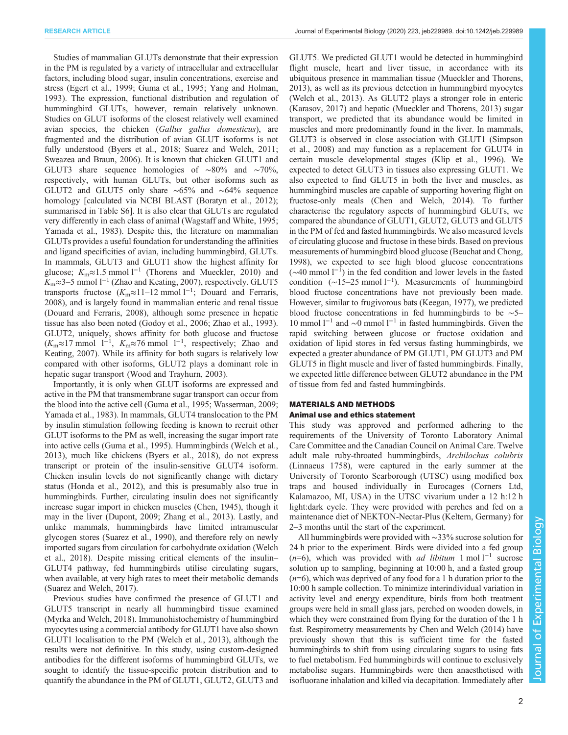Studies of mammalian GLUTs demonstrate that their expression in the PM is regulated by a variety of intracellular and extracellular factors, including blood sugar, insulin concentrations, exercise and stress (Egert et al., 1999; Guma et al., 1995; Yang and Holman, 1993). The expression, functional distribution and regulation of hummingbird GLUTs, however, remain relatively unknown. Studies on GLUT isoforms of the closest relatively well examined avian species, the chicken (*Gallus gallus domesticus*), are fragmented and the distribution of avian GLUT isoforms is not fully understood (Byers et al., 2018; Suarez and Welch, 2011; Sweazea and Braun, 2006). It is known that chicken GLUT1 and GLUT3 share sequence homologies of ∼80% and ∼70%, respectively, with human GLUTs, but other isoforms such as GLUT2 and GLUT5 only share ∼65% and ∼64% sequence homology [calculated via NCBI BLAST (Boratyn et al., 2012); summarised in Table S6]. It is also clear that GLUTs are regulated very differently in each class of animal (Wagstaff and White, 1995; Yamada et al., 1983). Despite this, the literature on mammalian GLUTs provides a useful foundation for understanding the affinities and ligand specificities of avian, including hummingbird, GLUTs. In mammals, GLUT3 and GLUT1 show the highest affinity for glucose; $K_m$≈1.5 mmol $l^{-1}$ (Thorens and Mueckler, 2010) and $K_m$≈3–5 mmol $l^{-1}$ (Zhao and Keating, 2007), respectively. GLUT5 transports fructose ($K_m$≈11–12 mmol $l^{-1}$; Douard and Ferraris, 2008), and is largely found in mammalian enteric and renal tissue (Douard and Ferraris, 2008), although some presence in hepatic tissue has also been noted (Godoy et al., 2006; Zhao et al., 1993). GLUT2, uniquely, shows affinity for both glucose and fructose ($K_m$≈17 mmol $l^{-1}$, $K_m$≈76 mmol $l^{-1}$, respectively; Zhao and Keating, 2007). While its affinity for both sugars is relatively low compared with other isoforms, GLUT2 plays a dominant role in hepatic sugar transport (Wood and Trayhurn, 2003).

Importantly, it is only when GLUT isoforms are expressed and active in the PM that transmembrane sugar transport can occur from the blood into the active cell (Guma et al., 1995; Wasserman, 2009; Yamada et al., 1983). In mammals, GLUT4 translocation to the PM by insulin stimulation following feeding is known to recruit other GLUT isoforms to the PM as well, increasing the sugar import rate into active cells (Guma et al., 1995). Hummingbirds (Welch et al., 2013), much like chickens (Byers et al., 2018), do not express transcript or protein of the insulin-sensitive GLUT4 isoform. Chicken insulin levels do not significantly change with dietary status (Honda et al., 2012), and this is presumably also true in hummingbirds. Further, circulating insulin does not significantly increase sugar import in chicken muscles (Chen, 1945), though it may in the liver (Dupont, 2009; Zhang et al., 2013). Lastly, and unlike mammals, hummingbirds have limited intramuscular glycogen stores (Suarez et al., 1990), and therefore rely on newly imported sugars from circulation for carbohydrate oxidation (Welch et al., 2018). Despite missing critical elements of the insulin–GLUT4 pathway, fed hummingbirds utilise circulating sugars, when available, at very high rates to meet their metabolic demands (Suarez and Welch, 2017).

Previous studies have confirmed the presence of GLUT1 and GLUT5 transcript in nearly all hummingbird tissue examined (Myrka and Welch, 2018). Immunohistochemistry of hummingbird myocytes using a commercial antibody for GLUT1 have also shown GLUT1 localisation to the PM (Welch et al., 2013), although the results were not definitive. In this study, using custom-designed antibodies for the different isoforms of hummingbird GLUTs, we sought to identify the tissue-specific protein distribution and to quantify the abundance in the PM of GLUT1, GLUT2, GLUT3 and GLUT5. We predicted GLUT1 would be detected in hummingbird flight muscle, heart and liver tissue, in accordance with its ubiquitous presence in mammalian tissue (Mueckler and Thorens, 2013), as well as its previous detection in hummingbird myocytes (Welch et al., 2013). As GLUT2 plays a stronger role in enteric (Karasov, 2017) and hepatic (Mueckler and Thorens, 2013) sugar transport, we predicted that its abundance would be limited in muscles and more predominantly found in the liver. In mammals, GLUT3 is observed in close association with GLUT1 (Simpson et al., 2008) and may function as a replacement for GLUT4 in certain muscle developmental stages (Klip et al., 1996). We expected to detect GLUT3 in tissues also expressing GLUT1. We also expected to find GLUT5 in both the liver and muscles, as hummingbird muscles are capable of supporting hovering flight on fructose-only meals (Chen and Welch, 2014). To further characterise the regulatory aspects of hummingbird GLUTs, we compared the abundance of GLUT1, GLUT2, GLUT3 and GLUT5 in the PM of fed and fasted hummingbirds. We also measured levels of circulating glucose and fructose in these birds. Based on previous measurements of hummingbird blood glucose (Beuchat and Chong, 1998), we expected to see high blood glucose concentrations (∼40 mmol $l^{-1}$) in the fed condition and lower levels in the fasted condition (∼15–25 mmol $l^{-1}$). Measurements of hummingbird blood fructose concentrations have not previously been made. However, similar to frugivorous bats (Keegan, 1977), we predicted blood fructose concentrations in fed hummingbirds to be ∼5–10 mmol $l^{-1}$ and ∼0 mmol $l^{-1}$ in fasted hummingbirds. Given the rapid switching between glucose or fructose oxidation and oxidation of lipid stores in fed versus fasting hummingbirds, we expected a greater abundance of PM GLUT1, PM GLUT3 and PM GLUT5 in flight muscle and liver of fasted hummingbirds. Finally, we expected little difference between GLUT2 abundance in the PM of tissue from fed and fasted hummingbirds.

## MATERIALS AND METHODS

### Animal use and ethics statement

This study was approved and performed adhering to the requirements of the University of Toronto Laboratory Animal Care Committee and the Canadian Council on Animal Care. Twelve adult male ruby-throated hummingbirds, *Archilochus colubris* (Linnaeus 1758), were captured in the early summer at the University of Toronto Scarborough (UTSC) using modified box traps and housed individually in Eurocages (Corners Ltd, Kalamazoo, MI, USA) in the UTSC vivarium under a 12 h:12 h light:dark cycle. They were provided with perches and fed on a maintenance diet of NEKTON-Nectar-Plus (Keltern, Germany) for 2–3 months until the start of the experiment.

All hummingbirds were provided with ∼33% sucrose solution for 24 h prior to the experiment. Birds were divided into a fed group ($n$=6), which was provided with *ad libitum* 1 mol $l^{-1}$ sucrose solution up to sampling, beginning at 10:00 h, and a fasted group ($n$=6), which was deprived of any food for a 1 h duration prior to the 10:00 h sample collection. To minimize interindividual variation in activity level and energy expenditure, birds from both treatment groups were held in small glass jars, perched on wooden dowels, in which they were constrained from flying for the duration of the 1 h fast. Respirometry measurements by Chen and Welch (2014) have previously shown that this is sufficient time for the fasted hummingbirds to shift from using circulating sugars to using fats to fuel metabolism. Fed hummingbirds will continue to exclusively metabolise sugars. Hummingbirds were then anaesthetised with isofluorane inhalation and killed via decapitation. Immediately after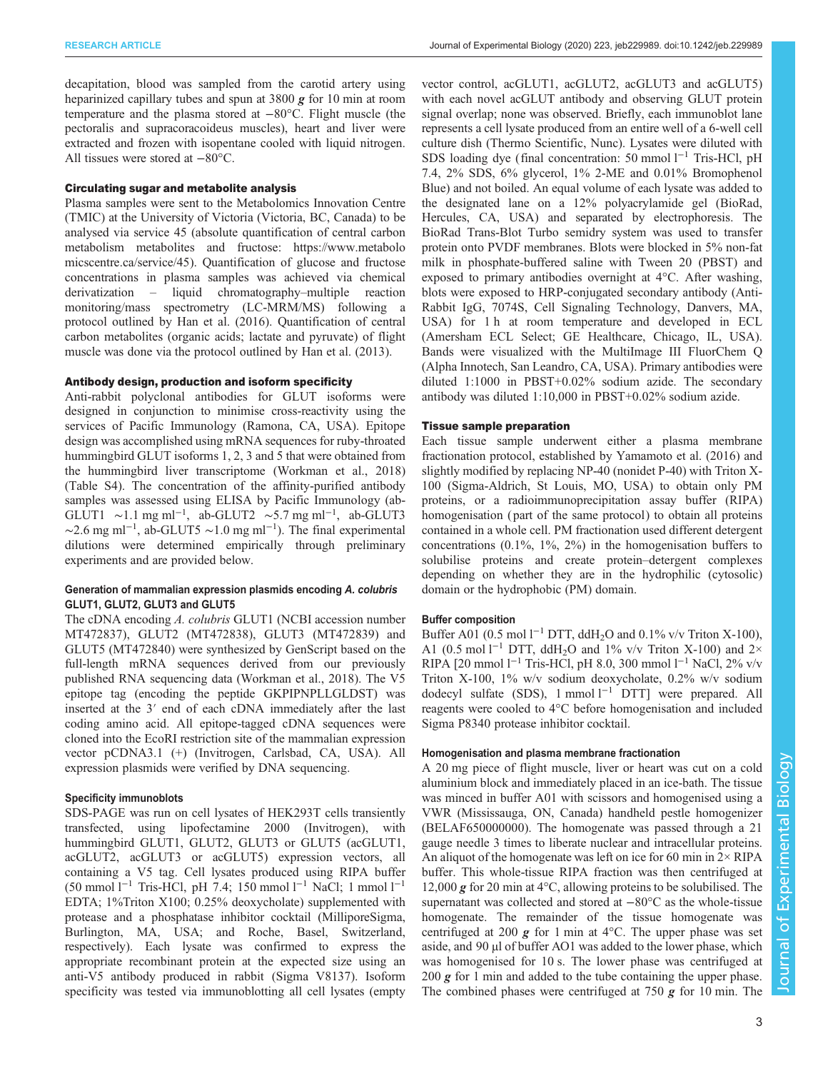decapitation, blood was sampled from the carotid artery using heparinized capillary tubes and spun at 3800 ***g*** for 10 min at room temperature and the plasma stored at −80°C. Flight muscle (the pectoralis and supracoracoideus muscles), heart and liver were extracted and frozen with isopentane cooled with liquid nitrogen. All tissues were stored at −80°C.

### Circulating sugar and metabolite analysis

Plasma samples were sent to the Metabolomics Innovation Centre (TMIC) at the University of Victoria (Victoria, BC, Canada) to be analysed via service 45 (absolute quantification of central carbon metabolism metabolites and fructose: https://www.metabolomicscentre.ca/service/45). Quantification of glucose and fructose concentrations in plasma samples was achieved via chemical derivatization – liquid chromatography–multiple reaction monitoring/mass spectrometry (LC-MRM/MS) following a protocol outlined by Han et al. (2016). Quantification of central carbon metabolites (organic acids; lactate and pyruvate) of flight muscle was done via the protocol outlined by Han et al. (2013).

### Antibody design, production and isoform specificity

Anti-rabbit polyclonal antibodies for GLUT isoforms were designed in conjunction to minimise cross-reactivity using the services of Pacific Immunology (Ramona, CA, USA). Epitope design was accomplished using mRNA sequences for ruby-throated hummingbird GLUT isoforms 1, 2, 3 and 5 that were obtained from the hummingbird liver transcriptome (Workman et al., 2018) (Table S4). The concentration of the affinity-purified antibody samples was assessed using ELISA by Pacific Immunology (ab-GLUT1 ∼1.1 mg ml$^{-1}$, ab-GLUT2 ∼5.7 mg ml$^{-1}$, ab-GLUT3 ∼2.6 mg ml$^{-1}$, ab-GLUT5 ∼1.0 mg ml$^{-1}$). The final experimental dilutions were determined empirically through preliminary experiments and are provided below.

#### Generation of mammalian expression plasmids encoding *A. colubris* GLUT1, GLUT2, GLUT3 and GLUT5

The cDNA encoding *A. colubris* GLUT1 (NCBI accession number MT472837), GLUT2 (MT472838), GLUT3 (MT472839) and GLUT5 (MT472840) were synthesized by GenScript based on the full-length mRNA sequences derived from our previously published RNA sequencing data (Workman et al., 2018). The V5 epitope tag (encoding the peptide GKPIPNPLLGLDST) was inserted at the 3′ end of each cDNA immediately after the last coding amino acid. All epitope-tagged cDNA sequences were cloned into the EcoRI restriction site of the mammalian expression vector pCDNA3.1 (+) (Invitrogen, Carlsbad, CA, USA). All expression plasmids were verified by DNA sequencing.

#### Specificity immunoblots

SDS-PAGE was run on cell lysates of HEK293T cells transiently transfected, using lipofectamine 2000 (Invitrogen), with hummingbird GLUT1, GLUT2, GLUT3 or GLUT5 (acGLUT1, acGLUT2, acGLUT3 or acGLUT5) expression vectors, all containing a V5 tag. Cell lysates produced using RIPA buffer (50 mmol l$^{-1}$ Tris-HCl, pH 7.4; 150 mmol l$^{-1}$ NaCl; 1 mmol l$^{-1}$ EDTA; 1%Triton X100; 0.25% deoxycholate) supplemented with protease and a phosphatase inhibitor cocktail (MilliporeSigma, Burlington, MA, USA; and Roche, Basel, Switzerland, respectively). Each lysate was confirmed to express the appropriate recombinant protein at the expected size using an anti-V5 antibody produced in rabbit (Sigma V8137). Isoform specificity was tested via immunoblotting all cell lysates (empty vector control, acGLUT1, acGLUT2, acGLUT3 and acGLUT5) with each novel acGLUT antibody and observing GLUT protein signal overlap; none was observed. Briefly, each immunoblot lane represents a cell lysate produced from an entire well of a 6-well cell culture dish (Thermo Scientific, Nunc). Lysates were diluted with SDS loading dye (final concentration: 50 mmol l$^{-1}$ Tris-HCl, pH 7.4, 2% SDS, 6% glycerol, 1% 2-ME and 0.01% Bromophenol Blue) and not boiled. An equal volume of each lysate was added to the designated lane on a 12% polyacrylamide gel (BioRad, Hercules, CA, USA) and separated by electrophoresis. The BioRad Trans-Blot Turbo semidry system was used to transfer protein onto PVDF membranes. Blots were blocked in 5% non-fat milk in phosphate-buffered saline with Tween 20 (PBST) and exposed to primary antibodies overnight at 4°C. After washing, blots were exposed to HRP-conjugated secondary antibody (Anti-Rabbit IgG, 7074S, Cell Signaling Technology, Danvers, MA, USA) for 1 h at room temperature and developed in ECL (Amersham ECL Select; GE Healthcare, Chicago, IL, USA). Bands were visualized with the MultiImage III FluorChem Q (Alpha Innotech, San Leandro, CA, USA). Primary antibodies were diluted 1:1000 in PBST+0.02% sodium azide. The secondary antibody was diluted 1:10,000 in PBST+0.02% sodium azide.

### Tissue sample preparation

Each tissue sample underwent either a plasma membrane fractionation protocol, established by Yamamoto et al. (2016) and slightly modified by replacing NP-40 (nonidet P-40) with Triton X-100 (Sigma-Aldrich, St Louis, MO, USA) to obtain only PM proteins, or a radioimmunoprecipitation assay buffer (RIPA) homogenisation (part of the same protocol) to obtain all proteins contained in a whole cell. PM fractionation used different detergent concentrations (0.1%, 1%, 2%) in the homogenisation buffers to solubilise proteins and create protein–detergent complexes depending on whether they are in the hydrophilic (cytosolic) domain or the hydrophobic (PM) domain.

#### Buffer composition

Buffer A01 (0.5 mol l$^{-1}$ DTT, ddH$_2$O and 0.1% v/v Triton X-100), A1 (0.5 mol l$^{-1}$ DTT, ddH$_2$O and 1% v/v Triton X-100) and 2× RIPA [20 mmol l$^{-1}$ Tris-HCl, pH 8.0, 300 mmol l$^{-1}$ NaCl, 2% v/v Triton X-100, 1% w/v sodium deoxycholate, 0.2% w/v sodium dodecyl sulfate (SDS), 1 mmol l$^{-1}$ DTT] were prepared. All reagents were cooled to 4°C before homogenisation and included Sigma P8340 protease inhibitor cocktail.

#### Homogenisation and plasma membrane fractionation

A 20 mg piece of flight muscle, liver or heart was cut on a cold aluminium block and immediately placed in an ice-bath. The tissue was minced in buffer A01 with scissors and homogenised using a VWR (Mississauga, ON, Canada) handheld pestle homogenizer (BELAF650000000). The homogenate was passed through a 21 gauge needle 3 times to liberate nuclear and intracellular proteins. An aliquot of the homogenate was left on ice for 60 min in 2× RIPA buffer. This whole-tissue RIPA fraction was then centrifuged at 12,000 ***g*** for 20 min at 4°C, allowing proteins to be solubilised. The supernatant was collected and stored at −80°C as the whole-tissue homogenate. The remainder of the tissue homogenate was centrifuged at 200 ***g*** for 1 min at 4°C. The upper phase was set aside, and 90 µl of buffer AO1 was added to the lower phase, which was homogenised for 10 s. The lower phase was centrifuged at 200 ***g*** for 1 min and added to the tube containing the upper phase. The combined phases were centrifuged at 750 ***g*** for 10 min. The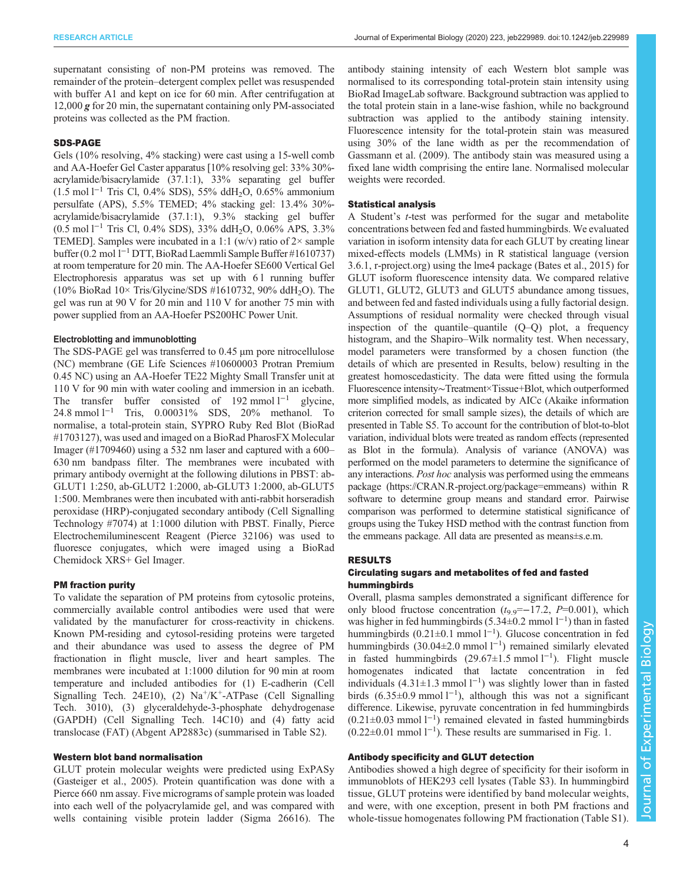supernatant consisting of non-PM proteins was removed. The remainder of the protein–detergent complex pellet was resuspended with buffer A1 and kept on ice for 60 min. After centrifugation at 12,000 ***g*** for 20 min, the supernatant containing only PM-associated proteins was collected as the PM fraction.

## SDS-PAGE

Gels (10% resolving, 4% stacking) were cast using a 15-well comb and AA-Hoefer Gel Caster apparatus [10% resolving gel: 33% 30%-acrylamide/bisacrylamide (37.1:1), 33% separating gel buffer (1.5 mol $l^{-1}$ Tris Cl, 0.4% SDS), 55% dd$H_2O$, 0.65% ammonium persulfate (APS), 5.5% TEMED; 4% stacking gel: 13.4% 30%-acrylamide/bisacrylamide (37.1:1), 9.3% stacking gel buffer (0.5 mol $l^{-1}$ Tris Cl, 0.4% SDS), 33% dd$H_2O$, 0.06% APS, 3.3% TEMED]. Samples were incubated in a 1:1 (w/v) ratio of 2× sample buffer (0.2 mol $l^{-1}$ DTT, BioRad Laemmli Sample Buffer #1610737) at room temperature for 20 min. The AA-Hoefer SE600 Vertical Gel Electrophoresis apparatus was set up with 6 l running buffer (10% BioRad 10× Tris/Glycine/SDS #1610732, 90% dd$H_2O$). The gel was run at 90 V for 20 min and 110 V for another 75 min with power supplied from an AA-Hoefer PS200HC Power Unit.

### Electroblotting and immunoblotting

The SDS-PAGE gel was transferred to 0.45 µm pore nitrocellulose (NC) membrane (GE Life Sciences #10600003 Protran Premium 0.45 NC) using an AA-Hoefer TE22 Mighty Small Transfer unit at 110 V for 90 min with water cooling and immersion in an icebath. The transfer buffer consisted of 192 mmol $l^{-1}$ glycine, 24.8 mmol $l^{-1}$ Tris, 0.00031% SDS, 20% methanol. To normalise, a total-protein stain, SYPRO Ruby Red Blot (BioRad #1703127), was used and imaged on a BioRad PharosFX Molecular Imager (#1709460) using a 532 nm laser and captured with a 600–630 nm bandpass filter. The membranes were incubated with primary antibody overnight at the following dilutions in PBST: ab-GLUT1 1:250, ab-GLUT2 1:2000, ab-GLUT3 1:2000, ab-GLUT5 1:500. Membranes were then incubated with anti-rabbit horseradish peroxidase (HRP)-conjugated secondary antibody (Cell Signalling Technology #7074) at 1:1000 dilution with PBST. Finally, Pierce Electrochemiluminescent Reagent (Pierce 32106) was used to fluoresce conjugates, which were imaged using a BioRad Chemidock XRS+ Gel Imager.

## PM fraction purity

To validate the separation of PM proteins from cytosolic proteins, commercially available control antibodies were used that were validated by the manufacturer for cross-reactivity in chickens. Known PM-residing and cytosol-residing proteins were targeted and their abundance was used to assess the degree of PM fractionation in flight muscle, liver and heart samples. The membranes were incubated at 1:1000 dilution for 90 min at room temperature and included antibodies for (1) E-cadherin (Cell Signalling Tech. 24E10), (2) $Na^+/K^+$-ATPase (Cell Signalling Tech. 3010), (3) glyceraldehyde-3-phosphate dehydrogenase (GAPDH) (Cell Signalling Tech. 14C10) and (4) fatty acid translocase (FAT) (Abgent AP2883c) (summarised in Table S2).

## Western blot band normalisation

GLUT protein molecular weights were predicted using ExPASy (Gasteiger et al., 2005). Protein quantification was done with a Pierce 660 nm assay. Five micrograms of sample protein was loaded into each well of the polyacrylamide gel, and was compared with wells containing visible protein ladder (Sigma 26616). The antibody staining intensity of each Western blot sample was normalised to its corresponding total-protein stain intensity using BioRad ImageLab software. Background subtraction was applied to the total protein stain in a lane-wise fashion, while no background subtraction was applied to the antibody staining intensity. Fluorescence intensity for the total-protein stain was measured using 30% of the lane width as per the recommendation of Gassmann et al. (2009). The antibody stain was measured using a fixed lane width comprising the entire lane. Normalised molecular weights were recorded.

## Statistical analysis

A Student's *t*-test was performed for the sugar and metabolite concentrations between fed and fasted hummingbirds. We evaluated variation in isoform intensity data for each GLUT by creating linear mixed-effects models (LMMs) in R statistical language (version 3.6.1, r-project.org) using the lme4 package (Bates et al., 2015) for GLUT isoform fluorescence intensity data. We compared relative GLUT1, GLUT2, GLUT3 and GLUT5 abundance among tissues, and between fed and fasted individuals using a fully factorial design. Assumptions of residual normality were checked through visual inspection of the quantile–quantile (Q–Q) plot, a frequency histogram, and the Shapiro–Wilk normality test. When necessary, model parameters were transformed by a chosen function (the details of which are presented in Results, below) resulting in the greatest homoscedasticity. The data were fitted using the formula Fluorescence intensity~Treatment×Tissue+Blot, which outperformed more simplified models, as indicated by AICc (Akaike information criterion corrected for small sample sizes), the details of which are presented in Table S5. To account for the contribution of blot-to-blot variation, individual blots were treated as random effects (represented as Blot in the formula). Analysis of variance (ANOVA) was performed on the model parameters to determine the significance of any interactions. *Post hoc* analysis was performed using the emmeans package (https://CRAN.R-project.org/package=emmeans) within R software to determine group means and standard error. Pairwise comparison was performed to determine statistical significance of groups using the Tukey HSD method with the contrast function from the emmeans package. All data are presented as means±s.e.m.

# RESULTS

## Circulating sugars and metabolites of fed and fasted hummingbirds

Overall, plasma samples demonstrated a significant difference for only blood fructose concentration ($t_{9,9}$=−17.2, *P*=0.001), which was higher in fed hummingbirds (5.34±0.2 mmol $l^{-1}$) than in fasted hummingbirds (0.21±0.1 mmol $l^{-1}$). Glucose concentration in fed hummingbirds (30.04±2.0 mmol $l^{-1}$) remained similarly elevated in fasted hummingbirds (29.67±1.5 mmol $l^{-1}$). Flight muscle homogenates indicated that lactate concentration in fed individuals (4.31±1.3 mmol $l^{-1}$) was slightly lower than in fasted birds (6.35±0.9 mmol $l^{-1}$), although this was not a significant difference. Likewise, pyruvate concentration in fed hummingbirds (0.21±0.03 mmol $l^{-1}$) remained elevated in fasted hummingbirds (0.22±0.01 mmol $l^{-1}$). These results are summarised in Fig. 1.

## Antibody specificity and GLUT detection

Antibodies showed a high degree of specificity for their isoform in immunoblots of HEK293 cell lysates (Table S3). In hummingbird tissue, GLUT proteins were identified by band molecular weights, and were, with one exception, present in both PM fractions and whole-tissue homogenates following PM fractionation (Table S1).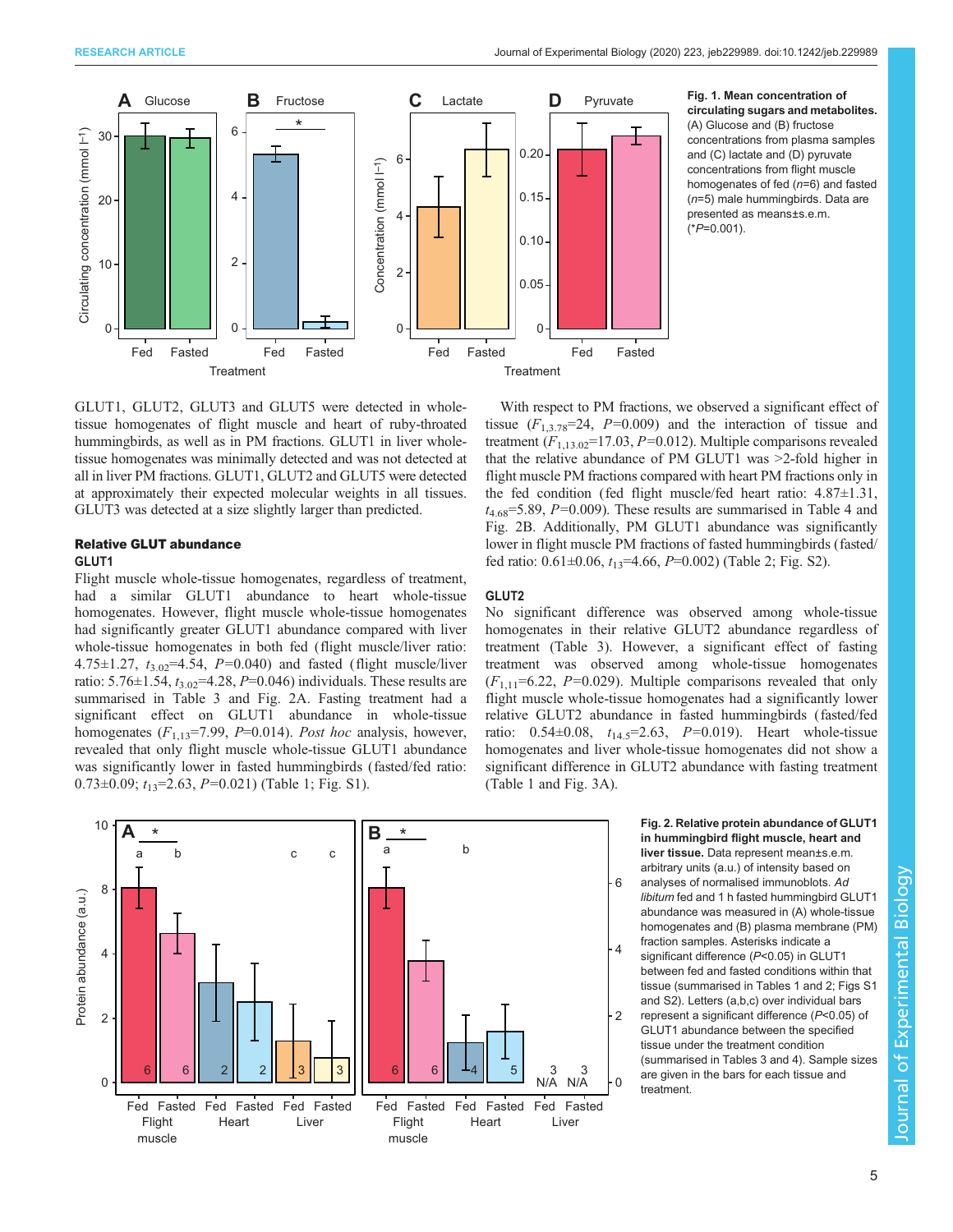**Fig. 1. Mean concentration of circulating sugars and metabolites.** (A) Glucose and (B) fructose concentrations from plasma samples and (C) lactate and (D) pyruvate concentrations from flight muscle homogenates of fed ($n$=6) and fasted ($n$=5) male hummingbirds. Data are presented as means±s.e.m. (*$P$=0.001).

GLUT1, GLUT2, GLUT3 and GLUT5 were detected in whole-tissue homogenates of flight muscle and heart of ruby-throated hummingbirds, as well as in PM fractions. GLUT1 in liver whole-tissue homogenates was minimally detected and was not detected at all in liver PM fractions. GLUT1, GLUT2 and GLUT5 were detected at approximately their expected molecular weights in all tissues. GLUT3 was detected at a size slightly larger than predicted.

## Relative GLUT abundance

### GLUT1

Flight muscle whole-tissue homogenates, regardless of treatment, had a similar GLUT1 abundance to heart whole-tissue homogenates. However, flight muscle whole-tissue homogenates had significantly greater GLUT1 abundance compared with liver whole-tissue homogenates in both fed (flight muscle/liver ratio: 4.75±1.27, $t_{3.02}$=4.54, $P$=0.040) and fasted (flight muscle/liver ratio: 5.76±1.54, $t_{3.02}$=4.28, $P$=0.046) individuals. These results are summarised in Table 3 and Fig. 2A. Fasting treatment had a significant effect on GLUT1 abundance in whole-tissue homogenates ($F_{1,13}$=7.99, $P$=0.014). *Post hoc* analysis, however, revealed that only flight muscle whole-tissue GLUT1 abundance was significantly lower in fasted hummingbirds (fasted/fed ratio: 0.73±0.09; $t_{13}$=2.63, $P$=0.021) (Table 1; Fig. S1).

With respect to PM fractions, we observed a significant effect of tissue ($F_{1,3.78}$=24, $P$=0.009) and the interaction of tissue and treatment ($F_{1,13.02}$=17.03, $P$=0.012). Multiple comparisons revealed that the relative abundance of PM GLUT1 was >2-fold higher in flight muscle PM fractions compared with heart PM fractions only in the fed condition (fed flight muscle/fed heart ratio: 4.87±1.31, $t_{4.68}$=5.89, $P$=0.009). These results are summarised in Table 4 and Fig. 2B. Additionally, PM GLUT1 abundance was significantly lower in flight muscle PM fractions of fasted hummingbirds (fasted/fed ratio: 0.61±0.06, $t_{13}$=4.66, $P$=0.002) (Table 2; Fig. S2).

### GLUT2

No significant difference was observed among whole-tissue homogenates in their relative GLUT2 abundance regardless of treatment (Table 3). However, a significant effect of fasting treatment was observed among whole-tissue homogenates ($F_{1,11}$=6.22, $P$=0.029). Multiple comparisons revealed that only flight muscle whole-tissue homogenates had a significantly lower relative GLUT2 abundance in fasted hummingbirds (fasted/fed ratio: 0.54±0.08, $t_{14.5}$=2.63, $P$=0.019). Heart whole-tissue homogenates and liver whole-tissue homogenates did not show a significant difference in GLUT2 abundance with fasting treatment (Table 1 and Fig. 3A).

**Fig. 2. Relative protein abundance of GLUT1 in hummingbird flight muscle, heart and liver tissue.** Data represent mean±s.e.m. arbitrary units (a.u.) of intensity based on analyses of normalised immunoblots. *Ad libitum* fed and 1 h fasted hummingbird GLUT1 abundance was measured in (A) whole-tissue homogenates and (B) plasma membrane (PM) fraction samples. Asterisks indicate a significant difference ($P$<0.05) in GLUT1 between fed and fasted conditions within that tissue (summarised in Tables 1 and 2; Figs S1 and S2). Letters (a,b,c) over individual bars represent a significant difference ($P$<0.05) of GLUT1 abundance between the specified tissue under the treatment condition (summarised in Tables 3 and 4). Sample sizes are given in the bars for each tissue and treatment.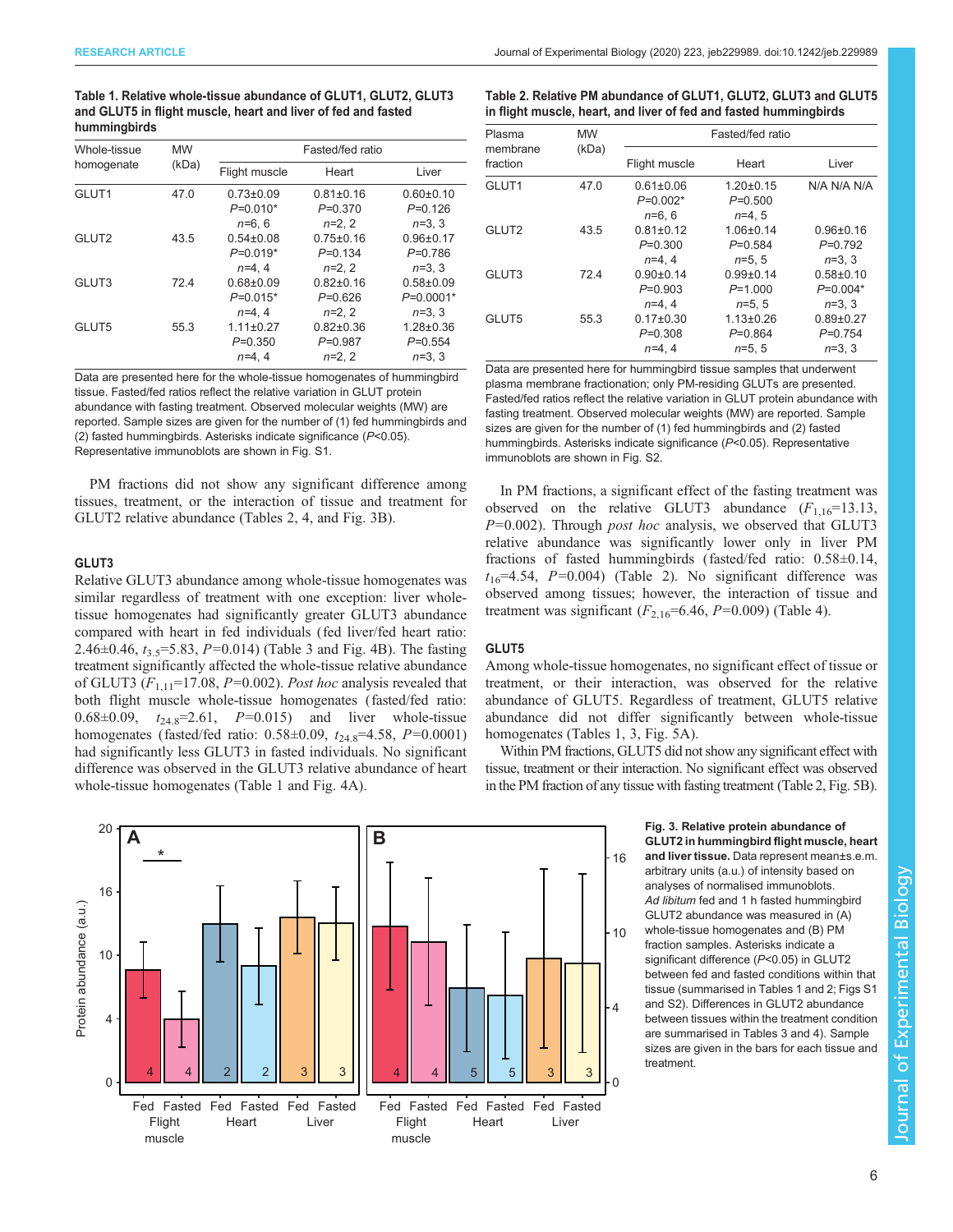**Table 1. Relative whole-tissue abundance of GLUT1, GLUT2, GLUT3 and GLUT5 in flight muscle, heart and liver of fed and fasted hummingbirds**

| Whole-tissue homogenate | MW (kDa) | Fasted/fed ratio | | |
|---|---|---|---|---|
| | | Flight muscle | Heart | Liver |
| GLUT1 | 47.0 | 0.73±0.09 $P$=0.010* $n$=6, 6 | 0.81±0.16 $P$=0.370 $n$=2, 2 | 0.60±0.10 $P$=0.126 $n$=3, 3 |
| GLUT2 | 43.5 | 0.54±0.08 $P$=0.019* $n$=4, 4 | 0.75±0.16 $P$=0.134 $n$=2, 2 | 0.96±0.17 $P$=0.786 $n$=3, 3 |
| GLUT3 | 72.4 | 0.68±0.09 $P$=0.015* $n$=4, 4 | 0.82±0.16 $P$=0.626 $n$=2, 2 | 0.58±0.09 $P$=0.0001* $n$=3, 3 |
| GLUT5 | 55.3 | 1.11±0.27 $P$=0.350 $n$=4, 4 | 0.82±0.36 $P$=0.987 $n$=2, 2 | 1.28±0.36 $P$=0.554 $n$=3, 3 |

Data are presented here for the whole-tissue homogenates of hummingbird tissue. Fasted/fed ratios reflect the relative variation in GLUT protein abundance with fasting treatment. Observed molecular weights (MW) are reported. Sample sizes are given for the number of (1) fed hummingbirds and (2) fasted hummingbirds. Asterisks indicate significance ($P$<0.05). Representative immunoblots are shown in Fig. S1.

**Table 2. Relative PM abundance of GLUT1, GLUT2, GLUT3 and GLUT5 in flight muscle, heart, and liver of fed and fasted hummingbirds**

| Plasma membrane fraction | MW (kDa) | Fasted/fed ratio | | |
|---|---|---|---|---|
| | | Flight muscle | Heart | Liver |
| GLUT1 | 47.0 | 0.61±0.06 $P$=0.002* $n$=6, 6 | 1.20±0.15 $P$=0.500 $n$=4, 5 | N/A N/A N/A |
| GLUT2 | 43.5 | 0.81±0.12 $P$=0.300 $n$=4, 4 | 1.06±0.14 $P$=0.584 $n$=5, 5 | 0.96±0.16 $P$=0.792 $n$=3, 3 |
| GLUT3 | 72.4 | 0.90±0.14 $P$=0.903 $n$=4, 4 | 0.99±0.14 $P$=1.000 $n$=5, 5 | 0.58±0.10 $P$=0.004* $n$=3, 3 |
| GLUT5 | 55.3 | 0.17±0.30 $P$=0.308 $n$=4, 4 | 1.13±0.26 $P$=0.864 $n$=5, 5 | 0.89±0.27 $P$=0.754 $n$=3, 3 |

Data are presented here for hummingbird tissue samples that underwent plasma membrane fractionation; only PM-residing GLUTs are presented. Fasted/fed ratios reflect the relative variation in GLUT protein abundance with fasting treatment. Observed molecular weights (MW) are reported. Sample sizes are given for the number of (1) fed hummingbirds and (2) fasted hummingbirds. Asterisks indicate significance ($P$<0.05). Representative immunoblots are shown in Fig. S2.

PM fractions did not show any significant difference among tissues, treatment, or the interaction of tissue and treatment for GLUT2 relative abundance (Tables 2, 4, and Fig. 3B).

### GLUT3

Relative GLUT3 abundance among whole-tissue homogenates was similar regardless of treatment with one exception: liver whole-tissue homogenates had significantly greater GLUT3 abundance compared with heart in fed individuals (fed liver/fed heart ratio: 2.46±0.46, $t_{3.5}$=5.83, $P$=0.014) (Table 3 and Fig. 4B). The fasting treatment significantly affected the whole-tissue relative abundance of GLUT3 ($F_{1,11}$=17.08, $P$=0.002). *Post hoc* analysis revealed that both flight muscle whole-tissue homogenates (fasted/fed ratio: 0.68±0.09, $t_{24.8}$=2.61, $P$=0.015) and liver whole-tissue homogenates (fasted/fed ratio: 0.58±0.09, $t_{24.8}$=4.58, $P$=0.0001) had significantly less GLUT3 in fasted individuals. No significant difference was observed in the GLUT3 relative abundance of heart whole-tissue homogenates (Table 1 and Fig. 4A).

In PM fractions, a significant effect of the fasting treatment was observed on the relative GLUT3 abundance ($F_{1,16}$=13.13, $P$=0.002). Through *post hoc* analysis, we observed that GLUT3 relative abundance was significantly lower only in liver PM fractions of fasted hummingbirds (fasted/fed ratio: 0.58±0.14, $t_{16}$=4.54, $P$=0.004) (Table 2). No significant difference was observed among tissues; however, the interaction of tissue and treatment was significant ($F_{2,16}$=6.46, $P$=0.009) (Table 4).

### GLUT5

Among whole-tissue homogenates, no significant effect of tissue or treatment, or their interaction, was observed for the relative abundance of GLUT5. Regardless of treatment, GLUT5 relative abundance did not differ significantly between whole-tissue homogenates (Tables 1, 3, Fig. 5A).

Within PM fractions, GLUT5 did not show any significant effect with tissue, treatment or their interaction. No significant effect was observed in the PM fraction of any tissue with fasting treatment (Table 2, Fig. 5B).

**Fig. 3. Relative protein abundance of GLUT2 in hummingbird flight muscle, heart and liver tissue.** Data represent mean±s.e.m. arbitrary units (a.u.) of intensity based on analyses of normalised immunoblots. *Ad libitum* fed and 1 h fasted hummingbird GLUT2 abundance was measured in (A) whole-tissue homogenates and (B) PM fraction samples. Asterisks indicate a significant difference ($P$<0.05) in GLUT2 between fed and fasted conditions within that tissue (summarised in Tables 1 and 2; Figs S1 and S2). Differences in GLUT2 abundance between tissues within the treatment condition are summarised in Tables 3 and 4). Sample sizes are given in the bars for each tissue and treatment.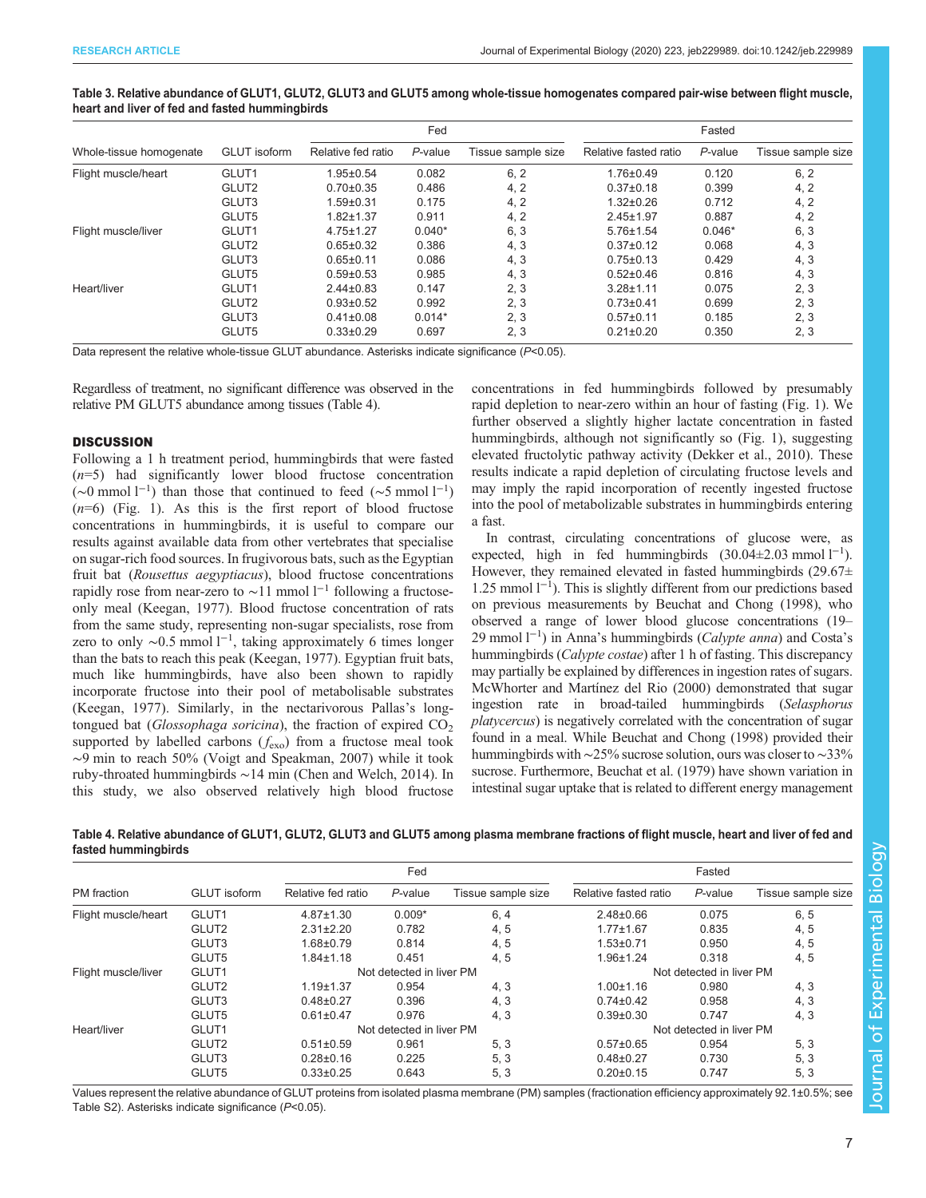**Table 3. Relative abundance of GLUT1, GLUT2, GLUT3 and GLUT5 among whole-tissue homogenates compared pair-wise between flight muscle, heart and liver of fed and fasted hummingbirds**

| | | Fed | | | Fasted | | |
|---|---|---|---|---|---|---|---|
| Whole-tissue homogenate | GLUT isoform | Relative fed ratio | *P*-value | Tissue sample size | Relative fasted ratio | *P*-value | Tissue sample size |
| Flight muscle/heart | GLUT1 | 1.95±0.54 | 0.082 | 6, 2 | 1.76±0.49 | 0.120 | 6, 2 |
| | GLUT2 | 0.70±0.35 | 0.486 | 4, 2 | 0.37±0.18 | 0.399 | 4, 2 |
| | GLUT3 | 1.59±0.31 | 0.175 | 4, 2 | 1.32±0.26 | 0.712 | 4, 2 |
| | GLUT5 | 1.82±1.37 | 0.911 | 4, 2 | 2.45±1.97 | 0.887 | 4, 2 |
| Flight muscle/liver | GLUT1 | 4.75±1.27 | 0.040* | 6, 3 | 5.76±1.54 | 0.046* | 6, 3 |
| | GLUT2 | 0.65±0.32 | 0.386 | 4, 3 | 0.37±0.12 | 0.068 | 4, 3 |
| | GLUT3 | 0.65±0.11 | 0.086 | 4, 3 | 0.75±0.13 | 0.429 | 4, 3 |
| | GLUT5 | 0.59±0.53 | 0.985 | 4, 3 | 0.52±0.46 | 0.816 | 4, 3 |
| Heart/liver | GLUT1 | 2.44±0.83 | 0.147 | 2, 3 | 3.28±1.11 | 0.075 | 2, 3 |
| | GLUT2 | 0.93±0.52 | 0.992 | 2, 3 | 0.73±0.41 | 0.699 | 2, 3 |
| | GLUT3 | 0.41±0.08 | 0.014* | 2, 3 | 0.57±0.11 | 0.185 | 2, 3 |
| | GLUT5 | 0.33±0.29 | 0.697 | 2, 3 | 0.21±0.20 | 0.350 | 2, 3 |

Data represent the relative whole-tissue GLUT abundance. Asterisks indicate significance ($P<0.05$).

Regardless of treatment, no significant difference was observed in the relative PM GLUT5 abundance among tissues (Table 4).

## DISCUSSION

Following a 1 h treatment period, hummingbirds that were fasted ($n=5$) had significantly lower blood fructose concentration (~0 mmol $l^{-1}$) than those that continued to feed (~5 mmol $l^{-1}$) ($n=6$) (Fig. 1). As this is the first report of blood fructose concentrations in hummingbirds, it is useful to compare our results against available data from other vertebrates that specialise on sugar-rich food sources. In frugivorous bats, such as the Egyptian fruit bat (*Rousettus aegyptiacus*), blood fructose concentrations rapidly rose from near-zero to ~11 mmol $l^{-1}$ following a fructose-only meal (Keegan, 1977). Blood fructose concentration of rats from the same study, representing non-sugar specialists, rose from zero to only ~0.5 mmol $l^{-1}$, taking approximately 6 times longer than the bats to reach this peak (Keegan, 1977). Egyptian fruit bats, much like hummingbirds, have also been shown to rapidly incorporate fructose into their pool of metabolisable substrates (Keegan, 1977). Similarly, in the nectarivorous Pallas's long-tongued bat (*Glossophaga soricina*), the fraction of expired $CO_2$ supported by labelled carbons ($f_{exo}$) from a fructose meal took ~9 min to reach 50% (Voigt and Speakman, 2007) while it took ruby-throated hummingbirds ~14 min (Chen and Welch, 2014). In this study, we also observed relatively high blood fructose concentrations in fed hummingbirds followed by presumably rapid depletion to near-zero within an hour of fasting (Fig. 1). We further observed a slightly higher lactate concentration in fasted hummingbirds, although not significantly so (Fig. 1), suggesting elevated fructolytic pathway activity (Dekker et al., 2010). These results indicate a rapid depletion of circulating fructose levels and may imply the rapid incorporation of recently ingested fructose into the pool of metabolizable substrates in hummingbirds entering a fast.

In contrast, circulating concentrations of glucose were, as expected, high in fed hummingbirds (30.04±2.03 mmol $l^{-1}$). However, they remained elevated in fasted hummingbirds (29.67±1.25 mmol $l^{-1}$). This is slightly different from our predictions based on previous measurements by Beuchat and Chong (1998), who observed a range of lower blood glucose concentrations (19–29 mmol $l^{-1}$) in Anna's hummingbirds (*Calypte anna*) and Costa's hummingbirds (*Calypte costae*) after 1 h of fasting. This discrepancy may partially be explained by differences in ingestion rates of sugars. McWhorter and Martínez del Rio (2000) demonstrated that sugar ingestion rate in broad-tailed hummingbirds (*Selasphorus platycercus*) is negatively correlated with the concentration of sugar found in a meal. While Beuchat and Chong (1998) provided their hummingbirds with ~25% sucrose solution, ours was closer to ~33% sucrose. Furthermore, Beuchat et al. (1979) have shown variation in intestinal sugar uptake that is related to different energy management

**Table 4. Relative abundance of GLUT1, GLUT2, GLUT3 and GLUT5 among plasma membrane fractions of flight muscle, heart and liver of fed and fasted hummingbirds**

| | | Fed | | | Fasted | | |
|---|---|---|---|---|---|---|---|
| PM fraction | GLUT isoform | Relative fed ratio | *P*-value | Tissue sample size | Relative fasted ratio | *P*-value | Tissue sample size |
| Flight muscle/heart | GLUT1 | 4.87±1.30 | 0.009* | 6, 4 | 2.48±0.66 | 0.075 | 6, 5 |
| | GLUT2 | 2.31±2.20 | 0.782 | 4, 5 | 1.77±1.67 | 0.835 | 4, 5 |
| | GLUT3 | 1.68±0.79 | 0.814 | 4, 5 | 1.53±0.71 | 0.950 | 4, 5 |
| | GLUT5 | 1.84±1.18 | 0.451 | 4, 5 | 1.96±1.24 | 0.318 | 4, 5 |
| Flight muscle/liver | GLUT1 | Not detected in liver PM | | | Not detected in liver PM | | |
| | GLUT2 | 1.19±1.37 | 0.954 | 4, 3 | 1.00±1.16 | 0.980 | 4, 3 |
| | GLUT3 | 0.48±0.27 | 0.396 | 4, 3 | 0.74±0.42 | 0.958 | 4, 3 |
| | GLUT5 | 0.61±0.47 | 0.976 | 4, 3 | 0.39±0.30 | 0.747 | 4, 3 |
| Heart/liver | GLUT1 | Not detected in liver PM | | | Not detected in liver PM | | |
| | GLUT2 | 0.51±0.59 | 0.961 | 5, 3 | 0.57±0.65 | 0.954 | 5, 3 |
| | GLUT3 | 0.28±0.16 | 0.225 | 5, 3 | 0.48±0.27 | 0.730 | 5, 3 |
| | GLUT5 | 0.33±0.25 | 0.643 | 5, 3 | 0.20±0.15 | 0.747 | 5, 3 |

Values represent the relative abundance of GLUT proteins from isolated plasma membrane (PM) samples (fractionation efficiency approximately 92.1±0.5%; see Table S2). Asterisks indicate significance ($P<0.05$).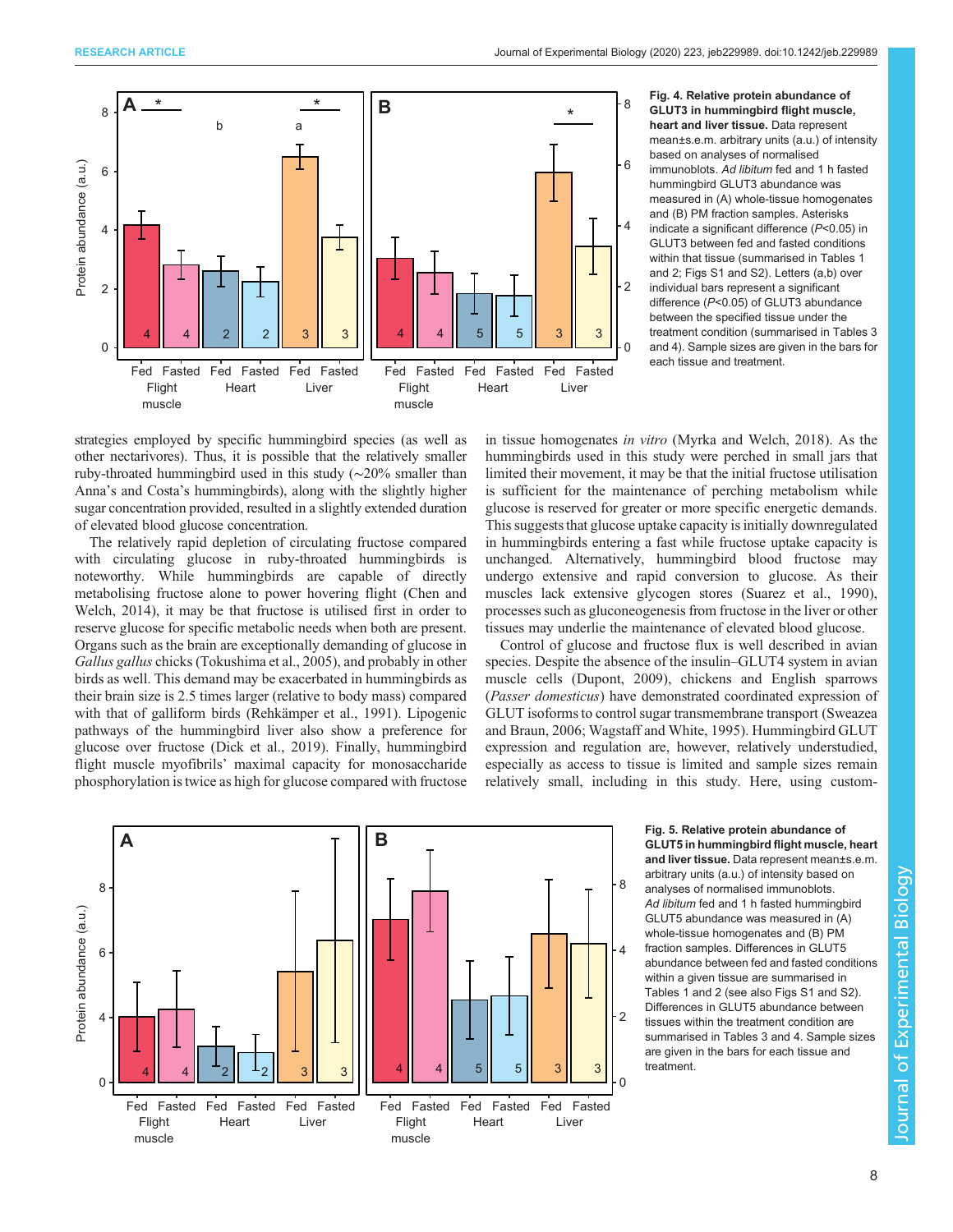**Fig. 4. Relative protein abundance of GLUT3 in hummingbird flight muscle, heart and liver tissue.** Data represent mean±s.e.m. arbitrary units (a.u.) of intensity based on analyses of normalised immunoblots. *Ad libitum* fed and 1 h fasted hummingbird GLUT3 abundance was measured in (A) whole-tissue homogenates and (B) PM fraction samples. Asterisks indicate a significant difference ($P$<0.05) in GLUT3 between fed and fasted conditions within that tissue (summarised in Tables 1 and 2; Figs S1 and S2). Letters (a,b) over individual bars represent a significant difference ($P$<0.05) of GLUT3 abundance between the specified tissue under the treatment condition (summarised in Tables 3 and 4). Sample sizes are given in the bars for each tissue and treatment.

strategies employed by specific hummingbird species (as well as other nectarivores). Thus, it is possible that the relatively smaller ruby-throated hummingbird used in this study (~20% smaller than Anna's and Costa's hummingbirds), along with the slightly higher sugar concentration provided, resulted in a slightly extended duration of elevated blood glucose concentration.

The relatively rapid depletion of circulating fructose compared with circulating glucose in ruby-throated hummingbirds is noteworthy. While hummingbirds are capable of directly metabolising fructose alone to power hovering flight (Chen and Welch, 2014), it may be that fructose is utilised first in order to reserve glucose for specific metabolic needs when both are present. Organs such as the brain are exceptionally demanding of glucose in *Gallus gallus* chicks (Tokushima et al., 2005), and probably in other birds as well. This demand may be exacerbated in hummingbirds as their brain size is 2.5 times larger (relative to body mass) compared with that of galliform birds (Rehkämper et al., 1991). Lipogenic pathways of the hummingbird liver also show a preference for glucose over fructose (Dick et al., 2019). Finally, hummingbird flight muscle myofibrils' maximal capacity for monosaccharide phosphorylation is twice as high for glucose compared with fructose in tissue homogenates *in vitro* (Myrka and Welch, 2018). As the hummingbirds used in this study were perched in small jars that limited their movement, it may be that the initial fructose utilisation is sufficient for the maintenance of perching metabolism while glucose is reserved for greater or more specific energetic demands. This suggests that glucose uptake capacity is initially downregulated in hummingbirds entering a fast while fructose uptake capacity is unchanged. Alternatively, hummingbird blood fructose may undergo extensive and rapid conversion to glucose. As their muscles lack extensive glycogen stores (Suarez et al., 1990), processes such as gluconeogenesis from fructose in the liver or other tissues may underlie the maintenance of elevated blood glucose.

Control of glucose and fructose flux is well described in avian species. Despite the absence of the insulin–GLUT4 system in avian muscle cells (Dupont, 2009), chickens and English sparrows (*Passer domesticus*) have demonstrated coordinated expression of GLUT isoforms to control sugar transmembrane transport (Sweazea and Braun, 2006; Wagstaff and White, 1995). Hummingbird GLUT expression and regulation are, however, relatively understudied, especially as access to tissue is limited and sample sizes remain relatively small, including in this study. Here, using custom-

**Fig. 5. Relative protein abundance of GLUT5 in hummingbird flight muscle, heart and liver tissue.** Data represent mean±s.e.m. arbitrary units (a.u.) of intensity based on analyses of normalised immunoblots. *Ad libitum* fed and 1 h fasted hummingbird GLUT5 abundance was measured in (A) whole-tissue homogenates and (B) PM fraction samples. Differences in GLUT5 abundance between fed and fasted conditions within a given tissue are summarised in Tables 1 and 2 (see also Figs S1 and S2). Differences in GLUT5 abundance between tissues within the treatment condition are summarised in Tables 3 and 4. Sample sizes are given in the bars for each tissue and treatment.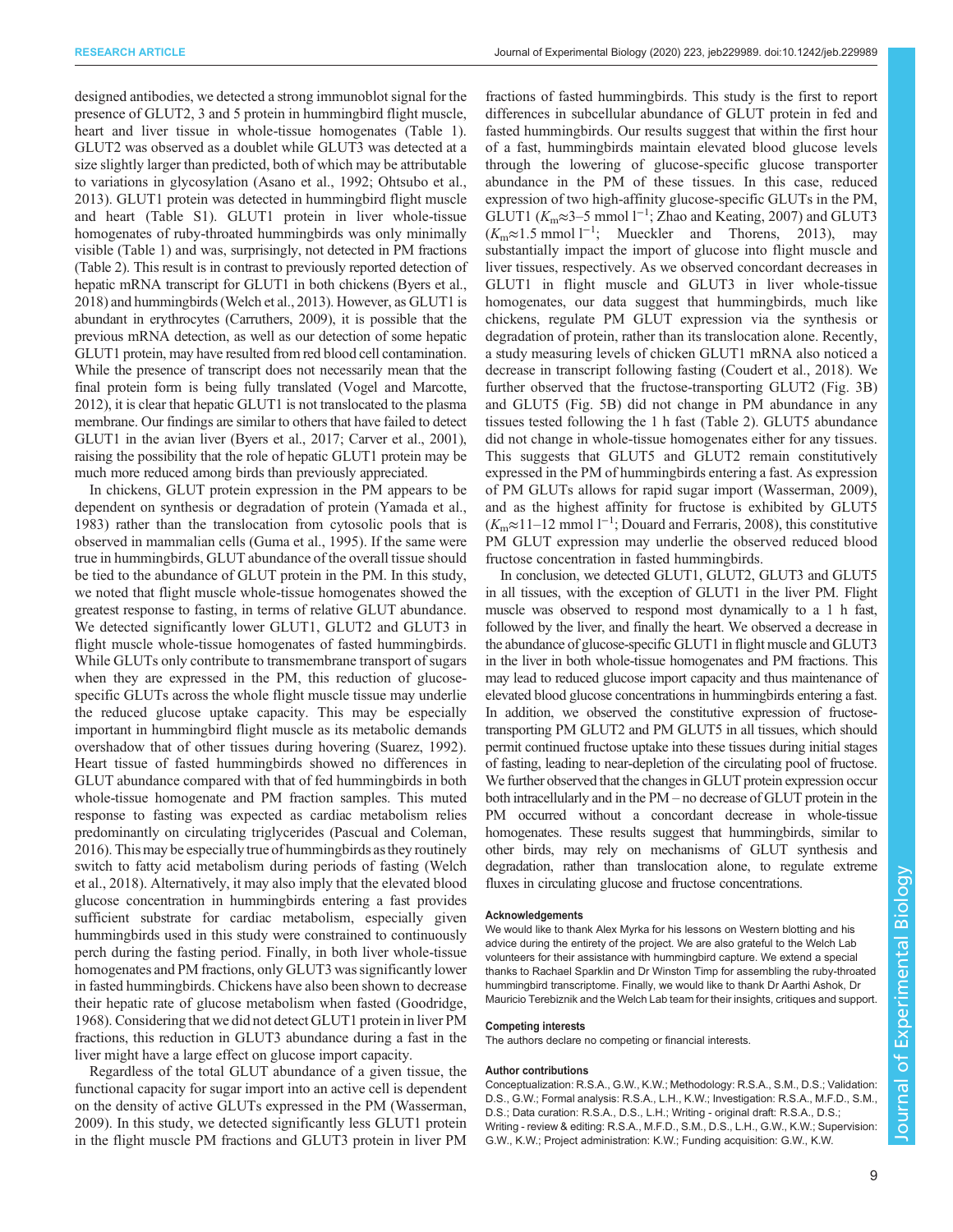designed antibodies, we detected a strong immunoblot signal for the presence of GLUT2, 3 and 5 protein in hummingbird flight muscle, heart and liver tissue in whole-tissue homogenates (Table 1). GLUT2 was observed as a doublet while GLUT3 was detected at a size slightly larger than predicted, both of which may be attributable to variations in glycosylation (Asano et al., 1992; Ohtsubo et al., 2013). GLUT1 protein was detected in hummingbird flight muscle and heart (Table S1). GLUT1 protein in liver whole-tissue homogenates of ruby-throated hummingbirds was only minimally visible (Table 1) and was, surprisingly, not detected in PM fractions (Table 2). This result is in contrast to previously reported detection of hepatic mRNA transcript for GLUT1 in both chickens (Byers et al., 2018) and hummingbirds (Welch et al., 2013). However, as GLUT1 is abundant in erythrocytes (Carruthers, 2009), it is possible that the previous mRNA detection, as well as our detection of some hepatic GLUT1 protein, may have resulted from red blood cell contamination. While the presence of transcript does not necessarily mean that the final protein form is being fully translated (Vogel and Marcotte, 2012), it is clear that hepatic GLUT1 is not translocated to the plasma membrane. Our findings are similar to others that have failed to detect GLUT1 in the avian liver (Byers et al., 2017; Carver et al., 2001), raising the possibility that the role of hepatic GLUT1 protein may be much more reduced among birds than previously appreciated.

In chickens, GLUT protein expression in the PM appears to be dependent on synthesis or degradation of protein (Yamada et al., 1983) rather than the translocation from cytosolic pools that is observed in mammalian cells (Guma et al., 1995). If the same were true in hummingbirds, GLUT abundance of the overall tissue should be tied to the abundance of GLUT protein in the PM. In this study, we noted that flight muscle whole-tissue homogenates showed the greatest response to fasting, in terms of relative GLUT abundance. We detected significantly lower GLUT1, GLUT2 and GLUT3 in flight muscle whole-tissue homogenates of fasted hummingbirds. While GLUTs only contribute to transmembrane transport of sugars when they are expressed in the PM, this reduction of glucose-specific GLUTs across the whole flight muscle tissue may underlie the reduced glucose uptake capacity. This may be especially important in hummingbird flight muscle as its metabolic demands overshadow that of other tissues during hovering (Suarez, 1992). Heart tissue of fasted hummingbirds showed no differences in GLUT abundance compared with that of fed hummingbirds in both whole-tissue homogenate and PM fraction samples. This muted response to fasting was expected as cardiac metabolism relies predominantly on circulating triglycerides (Pascual and Coleman, 2016). This may be especially true of hummingbirds as they routinely switch to fatty acid metabolism during periods of fasting (Welch et al., 2018). Alternatively, it may also imply that the elevated blood glucose concentration in hummingbirds entering a fast provides sufficient substrate for cardiac metabolism, especially given hummingbirds used in this study were constrained to continuously perch during the fasting period. Finally, in both liver whole-tissue homogenates and PM fractions, only GLUT3 was significantly lower in fasted hummingbirds. Chickens have also been shown to decrease their hepatic rate of glucose metabolism when fasted (Goodridge, 1968). Considering that we did not detect GLUT1 protein in liver PM fractions, this reduction in GLUT3 abundance during a fast in the liver might have a large effect on glucose import capacity.

Regardless of the total GLUT abundance of a given tissue, the functional capacity for sugar import into an active cell is dependent on the density of active GLUTs expressed in the PM (Wasserman, 2009). In this study, we detected significantly less GLUT1 protein in the flight muscle PM fractions and GLUT3 protein in liver PM fractions of fasted hummingbirds. This study is the first to report differences in subcellular abundance of GLUT protein in fed and fasted hummingbirds. Our results suggest that within the first hour of a fast, hummingbirds maintain elevated blood glucose levels through the lowering of glucose-specific glucose transporter abundance in the PM of these tissues. In this case, reduced expression of two high-affinity glucose-specific GLUTs in the PM, GLUT1 ($K_m$≈3–5 mmol $l^{-1}$; Zhao and Keating, 2007) and GLUT3 ($K_m$≈1.5 mmol $l^{-1}$; Mueckler and Thorens, 2013), may substantially impact the import of glucose into flight muscle and liver tissues, respectively. As we observed concordant decreases in GLUT1 in flight muscle and GLUT3 in liver whole-tissue homogenates, our data suggest that hummingbirds, much like chickens, regulate PM GLUT expression via the synthesis or degradation of protein, rather than its translocation alone. Recently, a study measuring levels of chicken GLUT1 mRNA also noticed a decrease in transcript following fasting (Coudert et al., 2018). We further observed that the fructose-transporting GLUT2 (Fig. 3B) and GLUT5 (Fig. 5B) did not change in PM abundance in any tissues tested following the 1 h fast (Table 2). GLUT5 abundance did not change in whole-tissue homogenates either for any tissues. This suggests that GLUT5 and GLUT2 remain constitutively expressed in the PM of hummingbirds entering a fast. As expression of PM GLUTs allows for rapid sugar import (Wasserman, 2009), and as the highest affinity for fructose is exhibited by GLUT5 ($K_m$≈11–12 mmol $l^{-1}$; Douard and Ferraris, 2008), this constitutive PM GLUT expression may underlie the observed reduced blood fructose concentration in fasted hummingbirds.

In conclusion, we detected GLUT1, GLUT2, GLUT3 and GLUT5 in all tissues, with the exception of GLUT1 in the liver PM. Flight muscle was observed to respond most dynamically to a 1 h fast, followed by the liver, and finally the heart. We observed a decrease in the abundance of glucose-specific GLUT1 in flight muscle and GLUT3 in the liver in both whole-tissue homogenates and PM fractions. This may lead to reduced glucose import capacity and thus maintenance of elevated blood glucose concentrations in hummingbirds entering a fast. In addition, we observed the constitutive expression of fructose-transporting PM GLUT2 and PM GLUT5 in all tissues, which should permit continued fructose uptake into these tissues during initial stages of fasting, leading to near-depletion of the circulating pool of fructose. We further observed that the changes in GLUT protein expression occur both intracellularly and in the PM – no decrease of GLUT protein in the PM occurred without a concordant decrease in whole-tissue homogenates. These results suggest that hummingbirds, similar to other birds, may rely on mechanisms of GLUT synthesis and degradation, rather than translocation alone, to regulate extreme fluxes in circulating glucose and fructose concentrations.

#### Acknowledgements

We would like to thank Alex Myrka for his lessons on Western blotting and his advice during the entirety of the project. We are also grateful to the Welch Lab volunteers for their assistance with hummingbird capture. We extend a special thanks to Rachael Sparklin and Dr Winston Timp for assembling the ruby-throated hummingbird transcriptome. Finally, we would like to thank Dr Aarthi Ashok, Dr Mauricio Terebiznik and the Welch Lab team for their insights, critiques and support.

#### Competing interests

The authors declare no competing or financial interests.

#### Author contributions

Conceptualization: R.S.A., G.W., K.W.; Methodology: R.S.A., S.M., D.S.; Validation: D.S., G.W.; Formal analysis: R.S.A., L.H., K.W.; Investigation: R.S.A., M.F.D., S.M., D.S.; Data curation: R.S.A., D.S., L.H.; Writing - original draft: R.S.A., D.S.; Writing - review & editing: R.S.A., M.F.D., S.M., D.S., L.H., G.W., K.W.; Supervision: G.W., K.W.; Project administration: K.W.; Funding acquisition: G.W., K.W.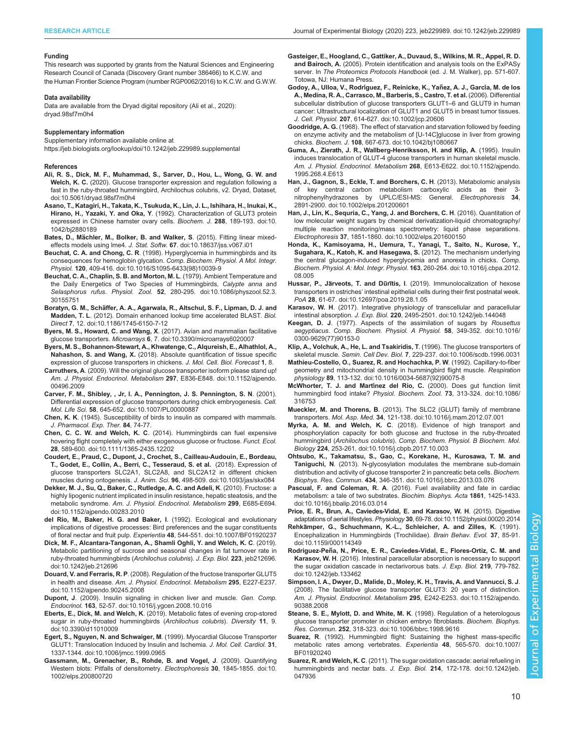#### Funding

This research was supported by grants from the Natural Sciences and Engineering Research Council of Canada (Discovery Grant number 386466) to K.C.W. and the Human Frontier Science Program (number RGP0062/2016) to K.C.W. and G.W.W.

#### Data availability

Data are available from the Dryad digital repository (Ali et al., 2020): dryad.98sf7m0h4

#### Supplementary information

Supplementary information available online at https://jeb.biologists.org/lookup/doi/10.1242/jeb.229989.supplemental

#### References

**Ali, R. S., Dick, M. F., Muhammad, S., Sarver, D., Hou, L., Wong, G. W. and Welch, K. C.** (2020). Glucose transporter expression and regulation following a fast in the ruby-throated hummingbird, Archilochus colubris, v2. Dryad, Dataset, doi:10.5061/dryad.98sf7m0h4

**Asano, T., Katagiri, H., Takata, K., Tsukuda, K., Lin, J. L., Ishihara, H., Inukai, K., Hirano, H., Yazaki, Y. and Oka, Y.** (1992). Characterization of GLUT3 protein expressed in Chinese hamster ovary cells. *Biochem. J.* **288**, 189-193. doi:10.1042/bj2880189

**Bates, D., Mächler, M., Bolker, B. and Walker, S.** (2015). Fitting linear mixed-effects models using lme4. *J. Stat. Softw.* **67**. doi:10.18637/jss.v067.i01

**Beuchat, C. A. and Chong, C. R.** (1998). Hyperglycemia in hummingbirds and its consequences for hemoglobin glycation. *Comp. Biochem. Physiol. A Mol. Integr. Physiol.* **120**, 409-416. doi:10.1016/S1095-6433(98)10039-9

**Beuchat, C. A., Chaplin, S. B. and Morton, M. L.** (1979). Ambient Temperature and the Daily Energetics of Two Species of Hummingbirds, *Calypte anna* and *Selasphorus rufus*. *Physiol. Zool.* **52**, 280-295. doi:10.1086/physzool.52.3.30155751

**Boratyn, G. M., Schäffer, A. A., Agarwala, R., Altschul, S. F., Lipman, D. J. and Madden, T. L.** (2012). Domain enhanced lookup time accelerated BLAST. *Biol. Direct* **7**, 12. doi:10.1186/1745-6150-7-12

**Byers, M. S., Howard, C. and Wang, X.** (2017). Avian and mammalian facilitative glucose transporters. *Microarrays* **6**, 7. doi:10.3390/microarrays6020007

**Byers, M. S., Bohannon-Stewart, A., Khwatenge, C., Alqureish, E., Alhathlol, A., Nahashon, S. and Wang, X.** (2018). Absolute quantification of tissue specific expression of glucose transporters in chickens. *J. Mol. Cell. Biol. Forecast* **1**, 8.

**Carruthers, A.** (2009). Will the original glucose transporter isoform please stand up! *Am. J. Physiol. Endocrinol. Metabolism* **297**, E836-E848. doi:10.1152/ajpendo.00496.2009

**Carver, F. M., Shibley, , Jr, I. A., Pennington, J. S. Pennington, S. N.** (2001). Differential expression of glucose transporters during chick embryogenesis. *Cell. Mol. Life Sci.* **58**, 645-652. doi:10.1007/PL00000887

**Chen, K. K.** (1945). Susceptibility of birds to insulin as compared with mammals. *J. Pharmacol. Exp. Ther.* **84**, 74-77.

**Chen, C. C. W. and Welch, K. C.** (2014). Hummingbirds can fuel expensive hovering flight completely with either exogenous glucose or fructose. *Funct. Ecol.* **28**, 589-600. doi:10.1111/1365-2435.12202

**Coudert, E., Praud, C., Dupont, J., Crochet, S., Cailleau-Audouin, E., Bordeau, T., Godet, E., Collin, A., Berri, C., Tesseraud, S. et al.** (2018). Expression of glucose transporters SLC2A1, SLC2A8, and SLC2A12 in different chicken muscles during ontogenesis. *J. Anim. Sci.* **96**, 498-509. doi:10.1093/jas/skx084

**Dekker, M. J., Su, Q., Baker, C., Rutledge, A. C. and Adeli, K.** (2010). Fructose: a highly lipogenic nutrient implicated in insulin resistance, hepatic steatosis, and the metabolic syndrome. *Am. J. Physiol. Endocrinol. Metabolism* **299**, E685-E694. doi:10.1152/ajpendo.00283.2010

**del Rio, M., Baker, H. G. and Baker, I.** (1992). Ecological and evolutionary implications of digestive processes: Bird preferences and the sugar constituents of floral nectar and fruit pulp. *Experientia* **48**, 544-551. doi:10.1007/BF01920237

**Dick, M. F., Alcantara-Tangonan, A., Shamli Oghli, Y. and Welch, K. C.** (2019). Metabolic partitioning of sucrose and seasonal changes in fat turnover rate in ruby-throated hummingbirds (*Archilochus colubris*). *J. Exp. Biol.* **223**, jeb212696. doi:10.1242/jeb.212696

**Douard, V. and Ferraris, R. P.** (2008). Regulation of the fructose transporter GLUT5 in health and disease. *Am. J. Physiol. Endocrinol. Metabolism* **295**, E227-E237. doi:10.1152/ajpendo.90245.2008

**Dupont, J.** (2009). Insulin signaling in chicken liver and muscle. *Gen. Comp. Endocrinol.* **163**, 52-57. doi:10.1016/j.ygcen.2008.10.016

**Eberts, E., Dick, M. and Welch, K.** (2019). Metabolic fates of evening crop-stored sugar in ruby-throated hummingbirds (*Archilochus colubris*). *Diversity* **11**, 9. doi:10.3390/d11010009

**Egert, S., Nguyen, N. and Schwaiger, M.** (1999). Myocardial Glucose Transporter GLUT1: Translocation Induced by Insulin and Ischemia. *J. Mol. Cell. Cardiol.* **31**, 1337-1344. doi:10.1006/jmcc.1999.0965

**Gassmann, M., Grenacher, B., Rohde, B. and Vogel, J.** (2009). Quantifying Western blots: Pitfalls of densitometry. *Electrophoresis* **30**, 1845-1855. doi:10.1002/elps.200800720

**Gasteiger, E., Hoogland, C., Gattiker, A., Duvaud, S., Wilkins, M. R., Appel, R. D. and Bairoch, A.** (2005). Protein identification and analysis tools on the ExPASy server. In *The Proteomics Protocols Handbook* (ed. J. M. Walker), pp. 571-607. Totowa, NJ: Humana Press.

**Godoy, A., Ulloa, V., Rodríguez, F., Reinicke, K., Yañez, A. J., García, M. de los A., Medina, R. A., Carrasco, M., Barberis, S., Castro, T. et al.** (2006). Differential subcellular distribution of glucose transporters GLUT1–6 and GLUT9 in human cancer: Ultrastructural localization of GLUT1 and GLUT5 in breast tumor tissues. *J. Cell. Physiol.* **207**, 614-627. doi:10.1002/jcp.20606

**Goodridge, A. G.** (1968). The effect of starvation and starvation followed by feeding on enzyme activity and the metabolism of [U-14C]glucose in liver from growing chicks. *Biochem. J.* **108**, 667-673. doi:10.1042/bj1080667

**Guma, A., Zierath, J. R., Wallberg-Henriksson, H. and Klip, A.** (1995). Insulin induces translocation of GLUT-4 glucose transporters in human skeletal muscle. *Am. J. Physiol. Endocrinol. Metabolism* **268**, E613-E622. doi:10.1152/ajpendo.1995.268.4.E613

**Han, J., Gagnon, S., Eckle, T. and Borchers, C. H.** (2013). Metabolomic analysis of key central carbon metabolism carboxylic acids as their 3-nitrophenylhydrazones by UPLC/ESI-MS: General. *Electrophoresis* **34**, 2891-2900. doi:10.1002/elps.201200601

**Han, J., Lin, K., Sequria, C., Yang, J. and Borchers, C. H.** (2016). Quantitation of low molecular weight sugars by chemical derivatization-liquid chromatography/multiple reaction monitoring/mass spectrometry: liquid phase separations. *Electrophoresis* **37**, 1851-1860. doi:10.1002/elps.201600150

**Honda, K., Kamisoyama, H., Uemura, T., Yanagi, T., Saito, N., Kurose, Y., Sugahara, K., Katoh, K. and Hasegawa, S.** (2012). The mechanism underlying the central glucagon-induced hyperglycemia and anorexia in chicks. *Comp. Biochem. Physiol. A: Mol. Integr. Physiol.* **163**, 260-264. doi:10.1016/j.cbpa.2012.08.005

**Hussar, P., Järveots, T. and Dūrītis, I.** (2019). Immunolocalization of hexose transporters in ostriches' intestinal epithelial cells during their first postnatal week. *PoA* **28**, 61-67. doi:10.12697/poa.2019.28.1.05

**Karasov, W. H.** (2017). Integrative physiology of transcellular and paracellular intestinal absorption. *J. Exp. Biol.* **220**, 2495-2501. doi:10.1242/jeb.144048

**Keegan, D. J.** (1977). Aspects of the assimilation of sugars by *Rousettus aegyptiacus*. *Comp. Biochem. Physiol. A Physiol.* **58**, 349-352. doi:10.1016/0300-9629(77)90153-0

**Klip, A., Volchuk, A., He, L. and Tsakiridis, T.** (1996). The glucose transporters of skeletal muscle. *Semin. Cell Dev. Biol.* **7**, 229-237. doi:10.1006/scdb.1996.0031

**Mathieu-Costello, O., Suarez, R. and Hochachka, P. W.** (1992). Capillary-to-fiber geometry and mitochondrial density in hummingbird flight muscle. *Respiration physiology* **89**, 113-132. doi:10.1016/0034-5687(92)90075-8

**McWhorter, T. J. and Martínez del Rio, C.** (2000). Does gut function limit hummingbird food intake? *Physiol. Biochem. Zool.* **73**, 313-324. doi:10.1086/316753

**Mueckler, M. and Thorens, B.** (2013). The SLC2 (GLUT) family of membrane transporters. *Mol. Asp. Med.* **34**, 121-138. doi:10.1016/j.mam.2012.07.001

**Myrka, A. M. and Welch, K. C.** (2018). Evidence of high transport and phosphorylation capacity for both glucose and fructose in the ruby-throated hummingbird (*Archilochus colubris*). *Comp. Biochem. Physiol. B Biochem. Mol. Biology* **224**, 253-261. doi:10.1016/j.cbpb.2017.10.003

**Ohtsubo, K., Takamatsu, S., Gao, C., Korekane, H., Kurosawa, T. M. and Taniguchi, N.** (2013). N-glycosylation modulates the membrane sub-domain distribution and activity of glucose transporter 2 in pancreatic beta cells. *Biochem. Biophys. Res. Commun.* **434**, 346-351. doi:10.1016/j.bbrc.2013.03.076

**Pascual, F. and Coleman, R. A.** (2016). Fuel availability and fate in cardiac metabolism: a tale of two substrates. *Biochim. Biophys. Acta* **1861**, 1425-1433. doi:10.1016/j.bbalip.2016.03.014

**Price, E. R., Brun, A., Caviedes-Vidal, E. and Karasov, W. H.** (2015). Digestive adaptations of aerial lifestyles. *Physiology* **30**, 69-78. doi:10.1152/physiol.00020.2014

**Rehkämper, G., Schuchmann, K.-L., Schleicher, A. and Zilles, K.** (1991). Encephalization in Hummingbirds (Trochilidae). *Brain Behav. Evol.* **37**, 85-91. doi:10.1159/000114349

**Rodriguez-Peña, N., Price, E. R., Caviedes-Vidal, E., Flores-Ortiz, C. M. and Karasov, W. H.** (2016). Intestinal paracellular absorption is necessary to support the sugar oxidation cascade in nectarivorous bats. *J. Exp. Biol.* **219**, 779-782. doi:10.1242/jeb.133462

**Simpson, I. A., Dwyer, D., Malide, D., Moley, K. H., Travis, A. and Vannucci, S. J.** (2008). The facilitative glucose transporter GLUT3: 20 years of distinction. *Am. J. Physiol. Endocrinol. Metabolism* **295**, E242-E253. doi:10.1152/ajpendo.90388.2008

**Steane, S. E., Mylott, D. and White, M. K.** (1998). Regulation of a heterologous glucose transporter promoter in chicken embryo fibroblasts. *Biochem. Biophys. Res. Commun.* **252**, 318-323. doi:10.1006/bbrc.1998.9616

**Suarez, R.** (1992). Hummingbird flight: Sustaining the highest mass-specific metabolic rates among vertebrates. *Experientia* **48**, 565-570. doi:10.1007/BF01920240

**Suarez, R. and Welch, K. C** (2011). The sugar oxidation cascade: aerial refueling in hummingbirds and nectar bats. *J. Exp. Biol.* **214**, 172-178. doi:10.1242/jeb.047936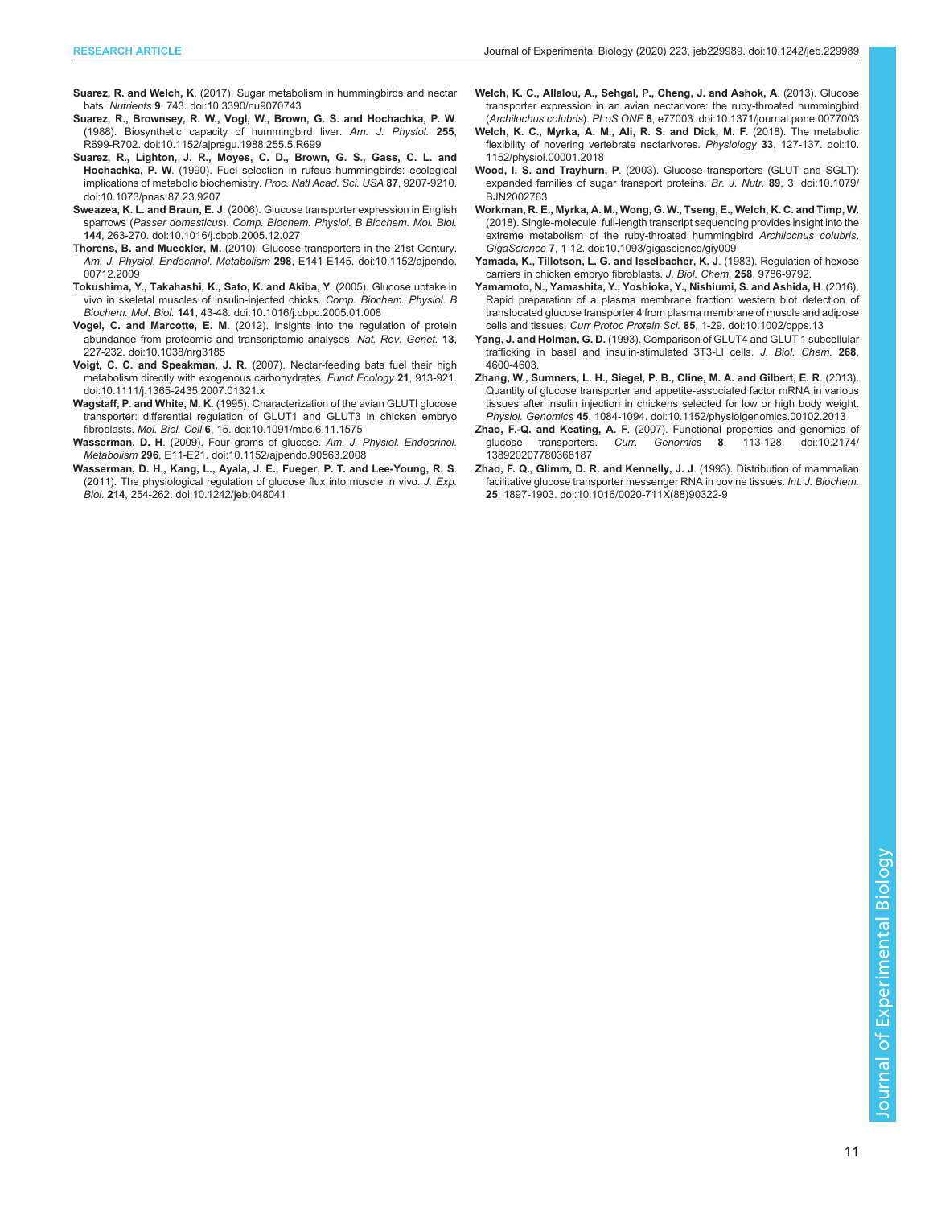**Suarez, R. and Welch, K**. (2017). Sugar metabolism in hummingbirds and nectar bats. *Nutrients* **9**, 743. doi:10.3390/nu9070743

**Suarez, R., Brownsey, R. W., Vogl, W., Brown, G. S. and Hochachka, P. W**. (1988). Biosynthetic capacity of hummingbird liver. *Am. J. Physiol.* **255**, R699-R702. doi:10.1152/ajpregu.1988.255.5.R699

**Suarez, R., Lighton, J. R., Moyes, C. D., Brown, G. S., Gass, C. L. and Hochachka, P. W**. (1990). Fuel selection in rufous hummingbirds: ecological implications of metabolic biochemistry. *Proc. Natl Acad. Sci. USA* **87**, 9207-9210. doi:10.1073/pnas.87.23.9207

**Sweazea, K. L. and Braun, E. J**. (2006). Glucose transporter expression in English sparrows (*Passer domesticus*). *Comp. Biochem. Physiol. B Biochem. Mol. Biol.* **144**, 263-270. doi:10.1016/j.cbpb.2005.12.027

**Thorens, B. and Mueckler, M.** (2010). Glucose transporters in the 21st Century. *Am. J. Physiol. Endocrinol. Metabolism* **298**, E141-E145. doi:10.1152/ajpendo.00712.2009

**Tokushima, Y., Takahashi, K., Sato, K. and Akiba, Y**. (2005). Glucose uptake in vivo in skeletal muscles of insulin-injected chicks. *Comp. Biochem. Physiol. B Biochem. Mol. Biol.* **141**, 43-48. doi:10.1016/j.cbpc.2005.01.008

**Vogel, C. and Marcotte, E. M**. (2012). Insights into the regulation of protein abundance from proteomic and transcriptomic analyses. *Nat. Rev. Genet.* **13**, 227-232. doi:10.1038/nrg3185

**Voigt, C. C. and Speakman, J. R**. (2007). Nectar-feeding bats fuel their high metabolism directly with exogenous carbohydrates. *Funct Ecology* **21**, 913-921. doi:10.1111/j.1365-2435.2007.01321.x

**Wagstaff, P. and White, M. K**. (1995). Characterization of the avian GLUTI glucose transporter: differential regulation of GLUT1 and GLUT3 in chicken embryo fibroblasts. *Mol. Biol. Cell* **6**, 15. doi:10.1091/mbc.6.11.1575

**Wasserman, D. H**. (2009). Four grams of glucose. *Am. J. Physiol. Endocrinol. Metabolism* **296**, E11-E21. doi:10.1152/ajpendo.90563.2008

**Wasserman, D. H., Kang, L., Ayala, J. E., Fueger, P. T. and Lee-Young, R. S**. (2011). The physiological regulation of glucose flux into muscle in vivo. *J. Exp. Biol.* **214**, 254-262. doi:10.1242/jeb.048041

**Welch, K. C., Allalou, A., Sehgal, P., Cheng, J. and Ashok, A**. (2013). Glucose transporter expression in an avian nectarivore: the ruby-throated hummingbird (*Archilochus colubris*). *PLoS ONE* **8**, e77003. doi:10.1371/journal.pone.0077003

**Welch, K. C., Myrka, A. M., Ali, R. S. and Dick, M. F**. (2018). The metabolic flexibility of hovering vertebrate nectarivores. *Physiology* **33**, 127-137. doi:10.1152/physiol.00001.2018

**Wood, I. S. and Trayhurn, P**. (2003). Glucose transporters (GLUT and SGLT): expanded families of sugar transport proteins. *Br. J. Nutr.* **89**, 3. doi:10.1079/BJN2002763

**Workman, R. E., Myrka, A. M., Wong, G. W., Tseng, E., Welch, K. C. and Timp, W**. (2018). Single-molecule, full-length transcript sequencing provides insight into the extreme metabolism of the ruby-throated hummingbird *Archilochus colubris*. *GigaScience* **7**, 1-12. doi:10.1093/gigascience/giy009

**Yamada, K., Tillotson, L. G. and Isselbacher, K. J**. (1983). Regulation of hexose carriers in chicken embryo fibroblasts. *J. Biol. Chem.* **258**, 9786-9792.

**Yamamoto, N., Yamashita, Y., Yoshioka, Y., Nishiumi, S. and Ashida, H**. (2016). Rapid preparation of a plasma membrane fraction: western blot detection of translocated glucose transporter 4 from plasma membrane of muscle and adipose cells and tissues. *Curr Protoc Protein Sci.* **85**, 1-29. doi:10.1002/cpps.13

**Yang, J. and Holman, G. D.** (1993). Comparison of GLUT4 and GLUT 1 subcellular trafficking in basal and insulin-stimulated 3T3-LI cells. *J. Biol. Chem.* **268**, 4600-4603.

**Zhang, W., Sumners, L. H., Siegel, P. B., Cline, M. A. and Gilbert, E. R**. (2013). Quantity of glucose transporter and appetite-associated factor mRNA in various tissues after insulin injection in chickens selected for low or high body weight. *Physiol. Genomics* **45**, 1084-1094. doi:10.1152/physiolgenomics.00102.2013

**Zhao, F.-Q. and Keating, A. F**. (2007). Functional properties and genomics of glucose transporters. *Curr. Genomics* **8**, 113-128. doi:10.2174/138920207780368187

**Zhao, F. Q., Glimm, D. R. and Kennelly, J. J**. (1993). Distribution of mammalian facilitative glucose transporter messenger RNA in bovine tissues. *Int. J. Biochem.* **25**, 1897-1903. doi:10.1016/0020-711X(88)90322-9